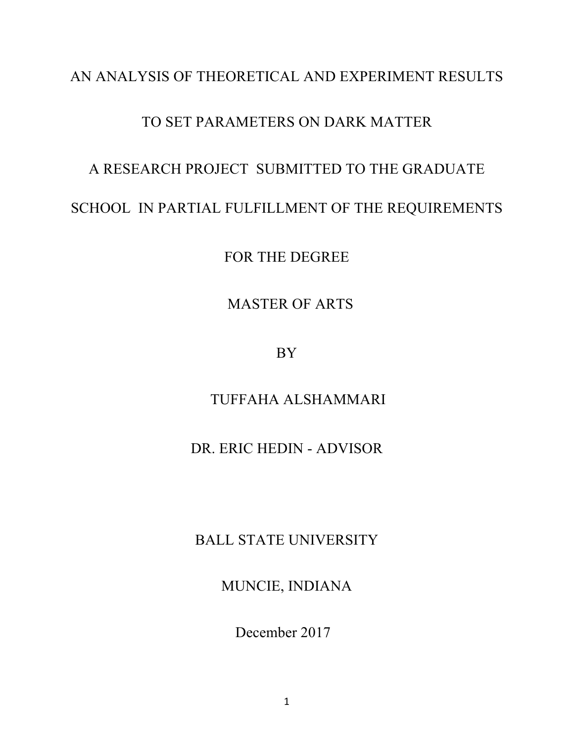# AN ANALYSIS OF THEORETICAL AND EXPERIMENT RESULTS TO SET PARAMETERS ON DARK MATTER

A RESEARCH PROJECT SUBMITTED TO THE GRADUATE SCHOOL IN PARTIAL FULFILLMENT OF THE REQUIREMENTS

FOR THE DEGREE

MASTER OF ARTS

BY

TUFFAHA ALSHAMMARI

DR. ERIC HEDIN - ADVISOR

BALL STATE UNIVERSITY

MUNCIE, INDIANA

December 2017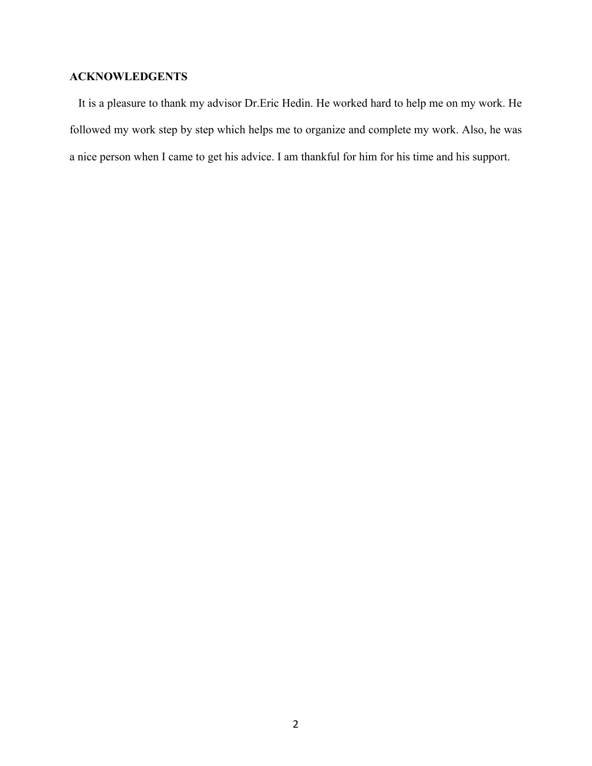## ACKNOWLEDGENTS

It is a pleasure to thank my advisor Dr.Eric Hedin. He worked hard to help me on my work. He followed my work step by step which helps me to organize and complete my work. Also, he was a nice person when I came to get his advice. I am thankful for him for his time and his support.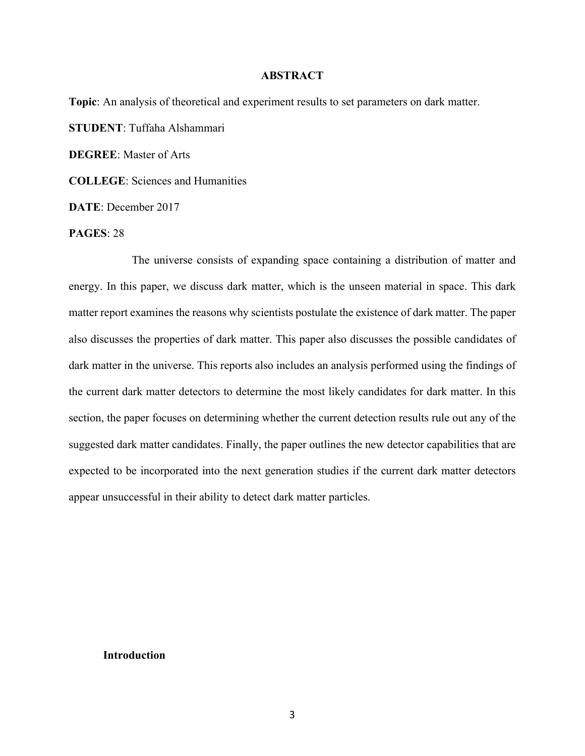## ABSTRACT

**Topic**: An analysis of theoretical and experiment results to set parameters on dark matter.

**STUDENT**: Tuffaha Alshammari

**DEGREE**: Master of Arts

**COLLEGE**: Sciences and Humanities

**DATE**: December 2017

**PAGES**: 28

The universe consists of expanding space containing a distribution of matter and energy. In this paper, we discuss dark matter, which is the unseen material in space. This dark matter report examines the reasons why scientists postulate the existence of dark matter. The paper also discusses the properties of dark matter. This paper also discusses the possible candidates of dark matter in the universe. This reports also includes an analysis performed using the findings of the current dark matter detectors to determine the most likely candidates for dark matter. In this section, the paper focuses on determining whether the current detection results rule out any of the suggested dark matter candidates. Finally, the paper outlines the new detector capabilities that are expected to be incorporated into the next generation studies if the current dark matter detectors appear unsuccessful in their ability to detect dark matter particles.

## Introduction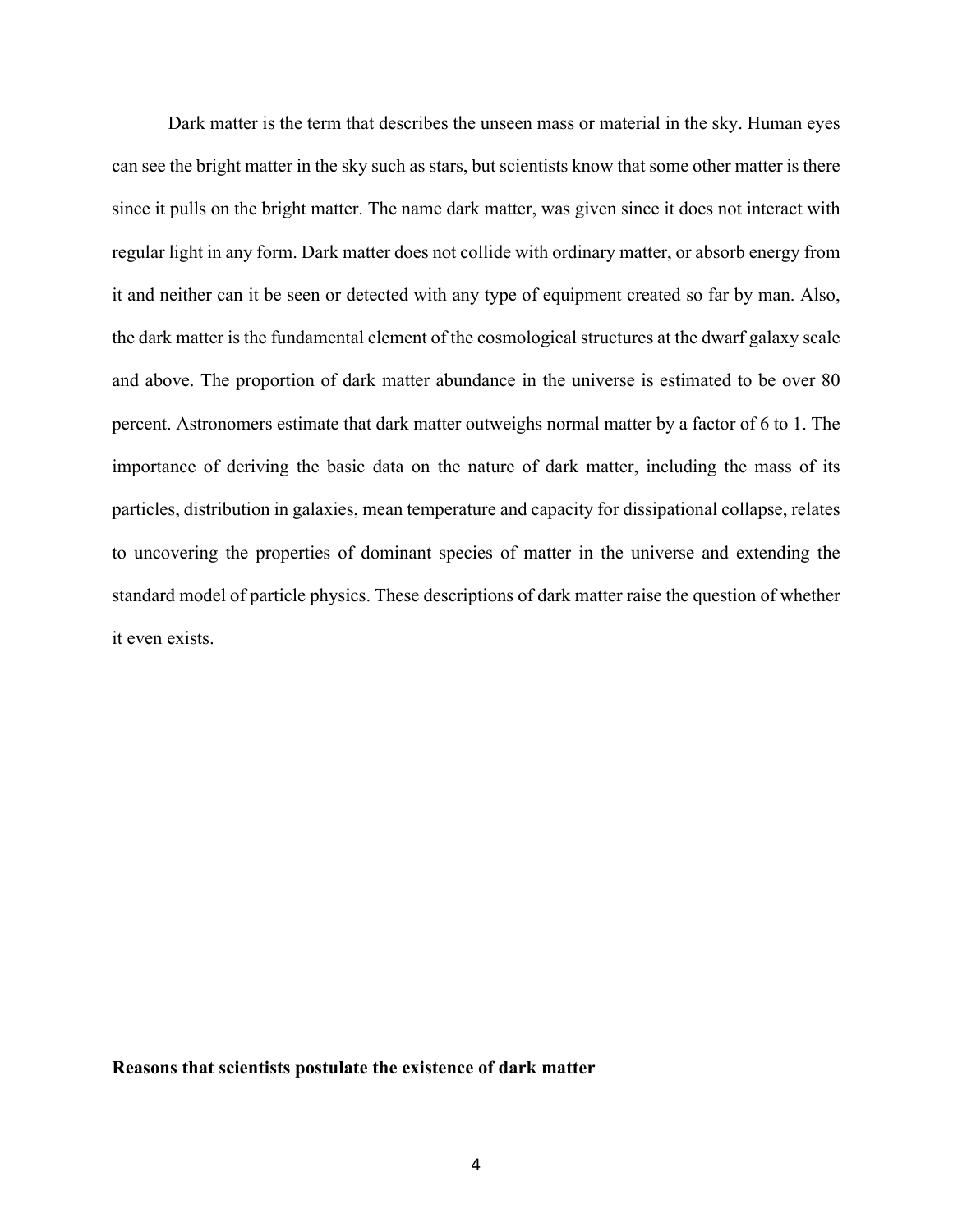Dark matter is the term that describes the unseen mass or material in the sky. Human eyes can see the bright matter in the sky such as stars, but scientists know that some other matter is there since it pulls on the bright matter. The name dark matter, was given since it does not interact with regular light in any form. Dark matter does not collide with ordinary matter, or absorb energy from it and neither can it be seen or detected with any type of equipment created so far by man. Also, the dark matter is the fundamental element of the cosmological structures at the dwarf galaxy scale and above. The proportion of dark matter abundance in the universe is estimated to be over 80 percent. Astronomers estimate that dark matter outweighs normal matter by a factor of 6 to 1. The importance of deriving the basic data on the nature of dark matter, including the mass of its particles, distribution in galaxies, mean temperature and capacity for dissipational collapse, relates to uncovering the properties of dominant species of matter in the universe and extending the standard model of particle physics. These descriptions of dark matter raise the question of whether it even exists.

**Reasons that scientists postulate the existence of dark matter**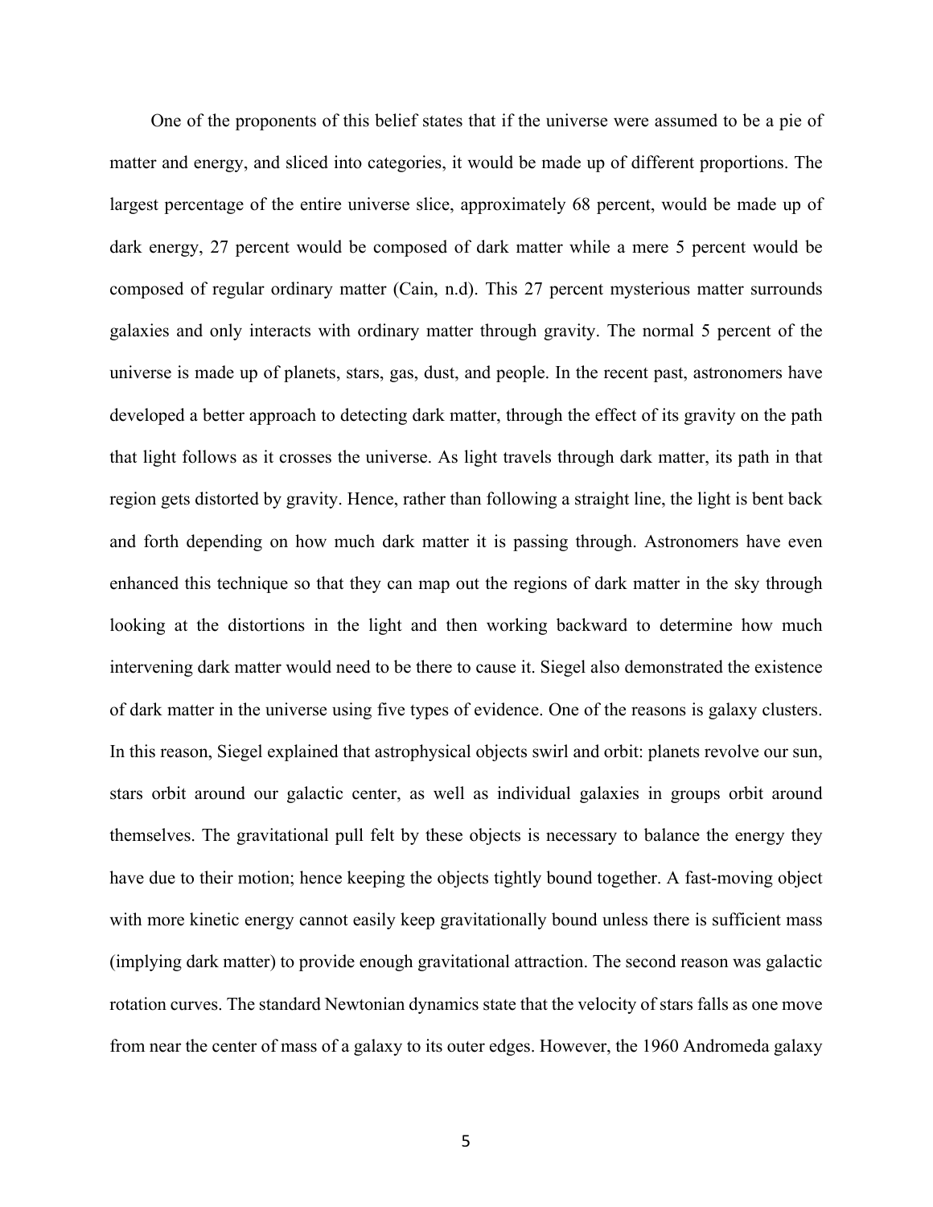One of the proponents of this belief states that if the universe were assumed to be a pie of matter and energy, and sliced into categories, it would be made up of different proportions. The largest percentage of the entire universe slice, approximately 68 percent, would be made up of dark energy, 27 percent would be composed of dark matter while a mere 5 percent would be composed of regular ordinary matter (Cain, n.d). This 27 percent mysterious matter surrounds galaxies and only interacts with ordinary matter through gravity. The normal 5 percent of the universe is made up of planets, stars, gas, dust, and people. In the recent past, astronomers have developed a better approach to detecting dark matter, through the effect of its gravity on the path that light follows as it crosses the universe. As light travels through dark matter, its path in that region gets distorted by gravity. Hence, rather than following a straight line, the light is bent back and forth depending on how much dark matter it is passing through. Astronomers have even enhanced this technique so that they can map out the regions of dark matter in the sky through looking at the distortions in the light and then working backward to determine how much intervening dark matter would need to be there to cause it. Siegel also demonstrated the existence of dark matter in the universe using five types of evidence. One of the reasons is galaxy clusters. In this reason, Siegel explained that astrophysical objects swirl and orbit: planets revolve our sun, stars orbit around our galactic center, as well as individual galaxies in groups orbit around themselves. The gravitational pull felt by these objects is necessary to balance the energy they have due to their motion; hence keeping the objects tightly bound together. A fast-moving object with more kinetic energy cannot easily keep gravitationally bound unless there is sufficient mass (implying dark matter) to provide enough gravitational attraction. The second reason was galactic rotation curves. The standard Newtonian dynamics state that the velocity of stars falls as one move from near the center of mass of a galaxy to its outer edges. However, the 1960 Andromeda galaxy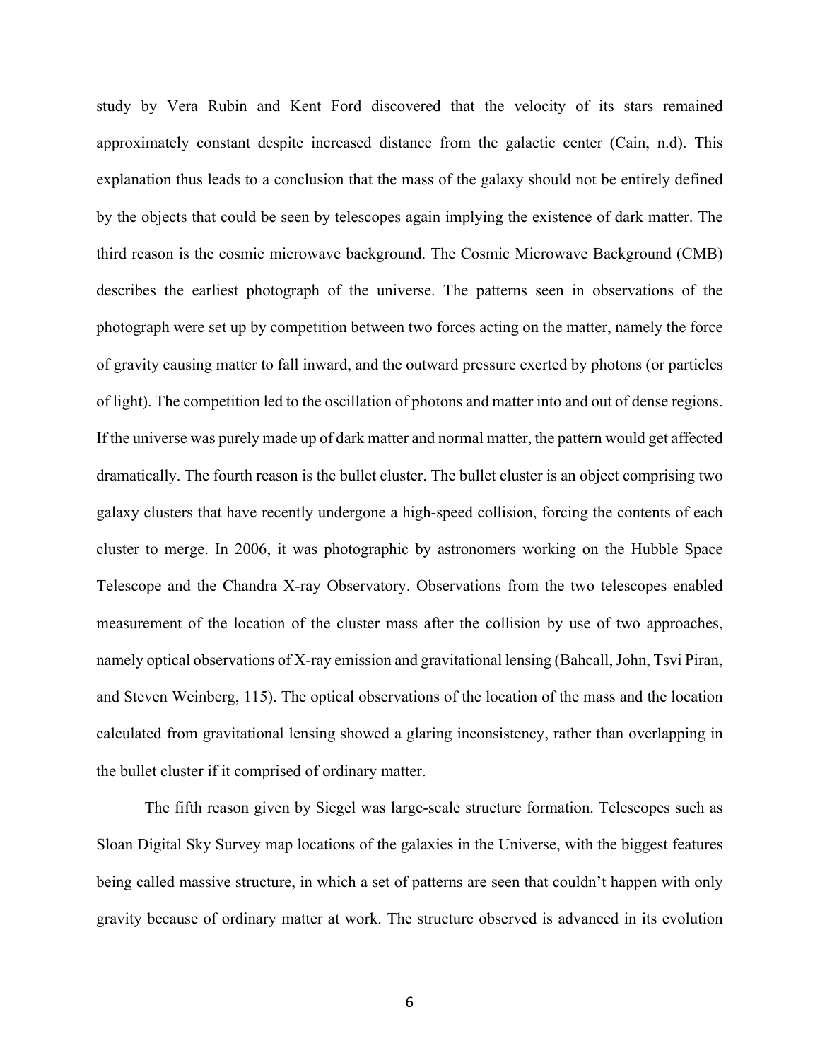study by Vera Rubin and Kent Ford discovered that the velocity of its stars remained approximately constant despite increased distance from the galactic center (Cain, n.d). This explanation thus leads to a conclusion that the mass of the galaxy should not be entirely defined by the objects that could be seen by telescopes again implying the existence of dark matter. The third reason is the cosmic microwave background. The Cosmic Microwave Background (CMB) describes the earliest photograph of the universe. The patterns seen in observations of the photograph were set up by competition between two forces acting on the matter, namely the force of gravity causing matter to fall inward, and the outward pressure exerted by photons (or particles of light). The competition led to the oscillation of photons and matter into and out of dense regions. If the universe was purely made up of dark matter and normal matter, the pattern would get affected dramatically. The fourth reason is the bullet cluster. The bullet cluster is an object comprising two galaxy clusters that have recently undergone a high-speed collision, forcing the contents of each cluster to merge. In 2006, it was photographic by astronomers working on the Hubble Space Telescope and the Chandra X-ray Observatory. Observations from the two telescopes enabled measurement of the location of the cluster mass after the collision by use of two approaches, namely optical observations of X-ray emission and gravitational lensing (Bahcall, John, Tsvi Piran, and Steven Weinberg, 115). The optical observations of the location of the mass and the location calculated from gravitational lensing showed a glaring inconsistency, rather than overlapping in the bullet cluster if it comprised of ordinary matter.

The fifth reason given by Siegel was large-scale structure formation. Telescopes such as Sloan Digital Sky Survey map locations of the galaxies in the Universe, with the biggest features being called massive structure, in which a set of patterns are seen that couldn't happen with only gravity because of ordinary matter at work. The structure observed is advanced in its evolution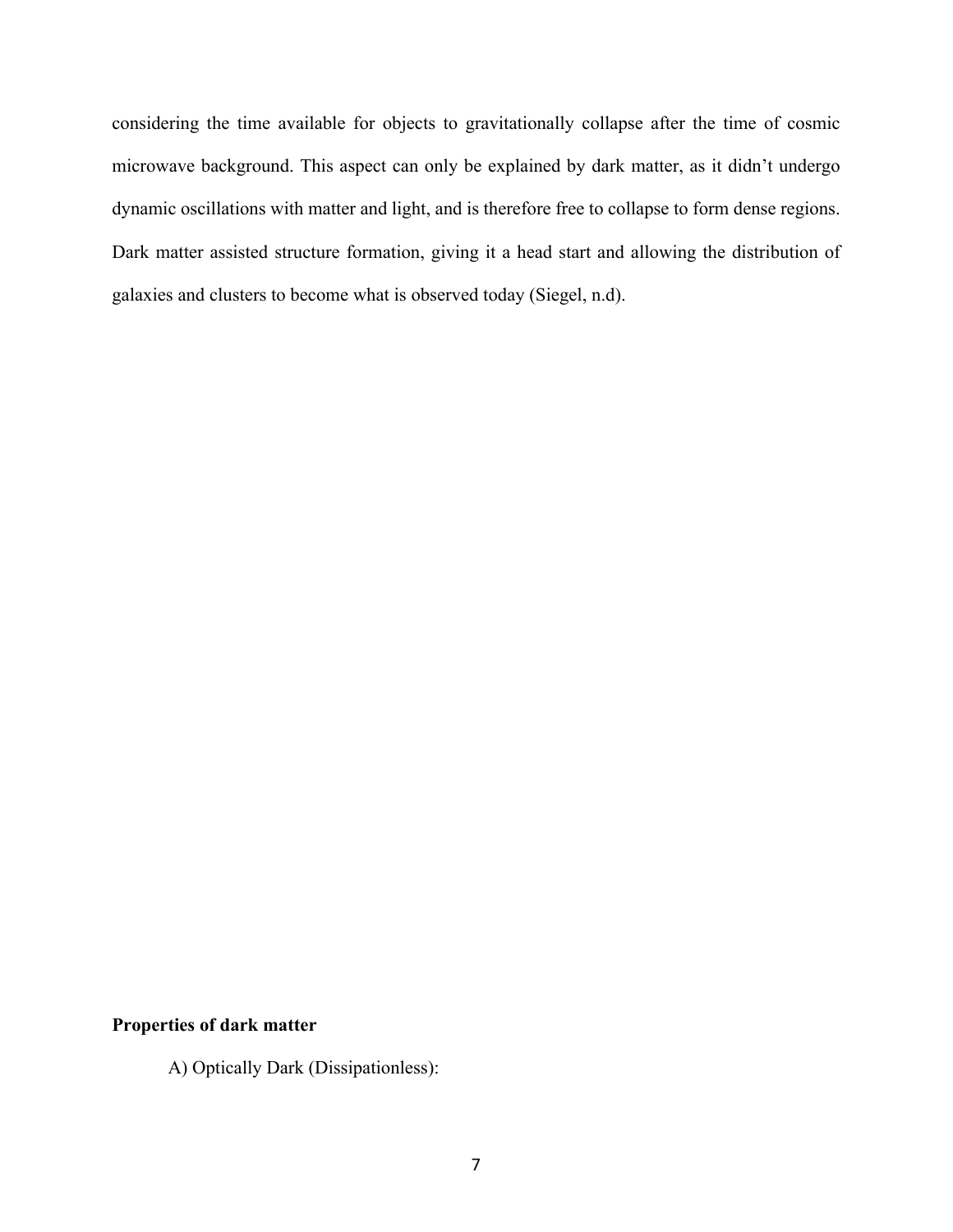considering the time available for objects to gravitationally collapse after the time of cosmic microwave background. This aspect can only be explained by dark matter, as it didn't undergo dynamic oscillations with matter and light, and is therefore free to collapse to form dense regions. Dark matter assisted structure formation, giving it a head start and allowing the distribution of galaxies and clusters to become what is observed today (Siegel, n.d).

**Properties of dark matter**

A) Optically Dark (Dissipationless):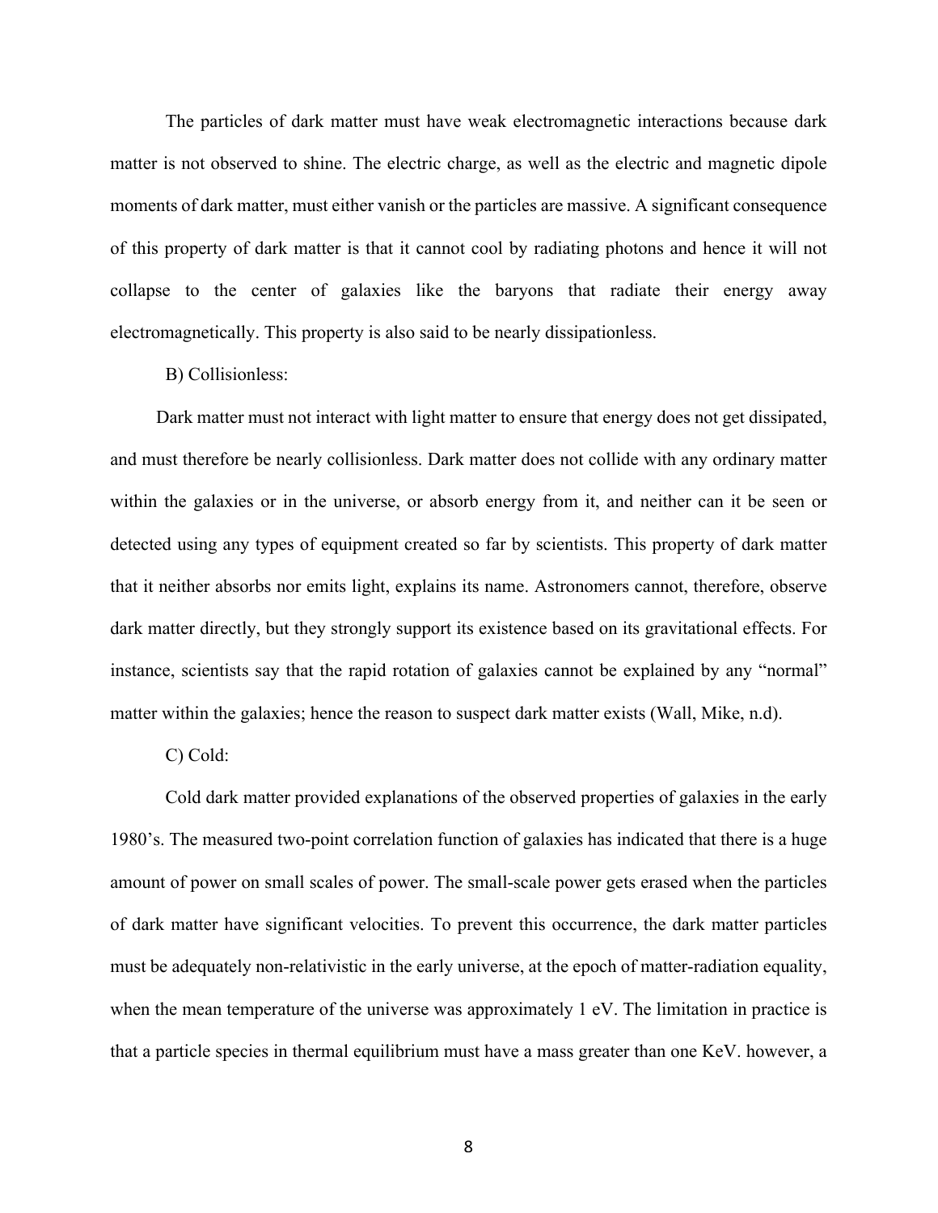The particles of dark matter must have weak electromagnetic interactions because dark matter is not observed to shine. The electric charge, as well as the electric and magnetic dipole moments of dark matter, must either vanish or the particles are massive. A significant consequence of this property of dark matter is that it cannot cool by radiating photons and hence it will not collapse to the center of galaxies like the baryons that radiate their energy away electromagnetically. This property is also said to be nearly dissipationless.

B) Collisionless:

Dark matter must not interact with light matter to ensure that energy does not get dissipated, and must therefore be nearly collisionless. Dark matter does not collide with any ordinary matter within the galaxies or in the universe, or absorb energy from it, and neither can it be seen or detected using any types of equipment created so far by scientists. This property of dark matter that it neither absorbs nor emits light, explains its name. Astronomers cannot, therefore, observe dark matter directly, but they strongly support its existence based on its gravitational effects. For instance, scientists say that the rapid rotation of galaxies cannot be explained by any "normal" matter within the galaxies; hence the reason to suspect dark matter exists (Wall, Mike, n.d).

C) Cold:

Cold dark matter provided explanations of the observed properties of galaxies in the early 1980's. The measured two-point correlation function of galaxies has indicated that there is a huge amount of power on small scales of power. The small-scale power gets erased when the particles of dark matter have significant velocities. To prevent this occurrence, the dark matter particles must be adequately non-relativistic in the early universe, at the epoch of matter-radiation equality, when the mean temperature of the universe was approximately 1 eV. The limitation in practice is that a particle species in thermal equilibrium must have a mass greater than one KeV. however, a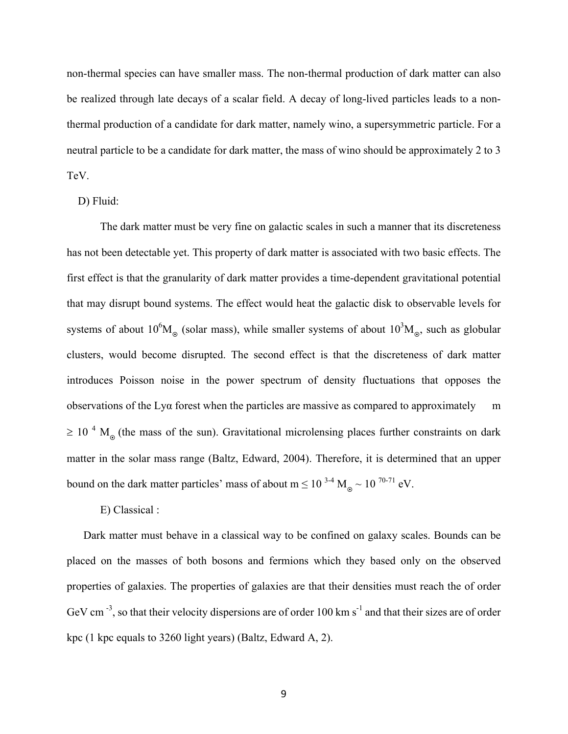non-thermal species can have smaller mass. The non-thermal production of dark matter can also be realized through late decays of a scalar field. A decay of long-lived particles leads to a non-thermal production of a candidate for dark matter, namely wino, a supersymmetric particle. For a neutral particle to be a candidate for dark matter, the mass of wino should be approximately 2 to 3 TeV.

D) Fluid:

The dark matter must be very fine on galactic scales in such a manner that its discreteness has not been detectable yet. This property of dark matter is associated with two basic effects. The first effect is that the granularity of dark matter provides a time-dependent gravitational potential that may disrupt bound systems. The effect would heat the galactic disk to observable levels for systems of about $10^6 M_\odot$ (solar mass), while smaller systems of about $10^3 M_\odot$, such as globular clusters, would become disrupted. The second effect is that the discreteness of dark matter introduces Poisson noise in the power spectrum of density fluctuations that opposes the observations of the Lyα forest when the particles are massive as compared to approximately m $\geq 10^4 M_\odot$ (the mass of the sun). Gravitational microlensing places further constraints on dark matter in the solar mass range (Baltz, Edward, 2004). Therefore, it is determined that an upper bound on the dark matter particles' mass of about m $\leq 10^{3\text{-}4} M_\odot \sim 10^{70\text{-}71}$ eV.

E) Classical :

Dark matter must behave in a classical way to be confined on galaxy scales. Bounds can be placed on the masses of both bosons and fermions which they based only on the observed properties of galaxies. The properties of galaxies are that their densities must reach the of order GeV cm $^{-3}$, so that their velocity dispersions are of order 100 km s$^{-1}$ and that their sizes are of order kpc (1 kpc equals to 3260 light years) (Baltz, Edward A, 2).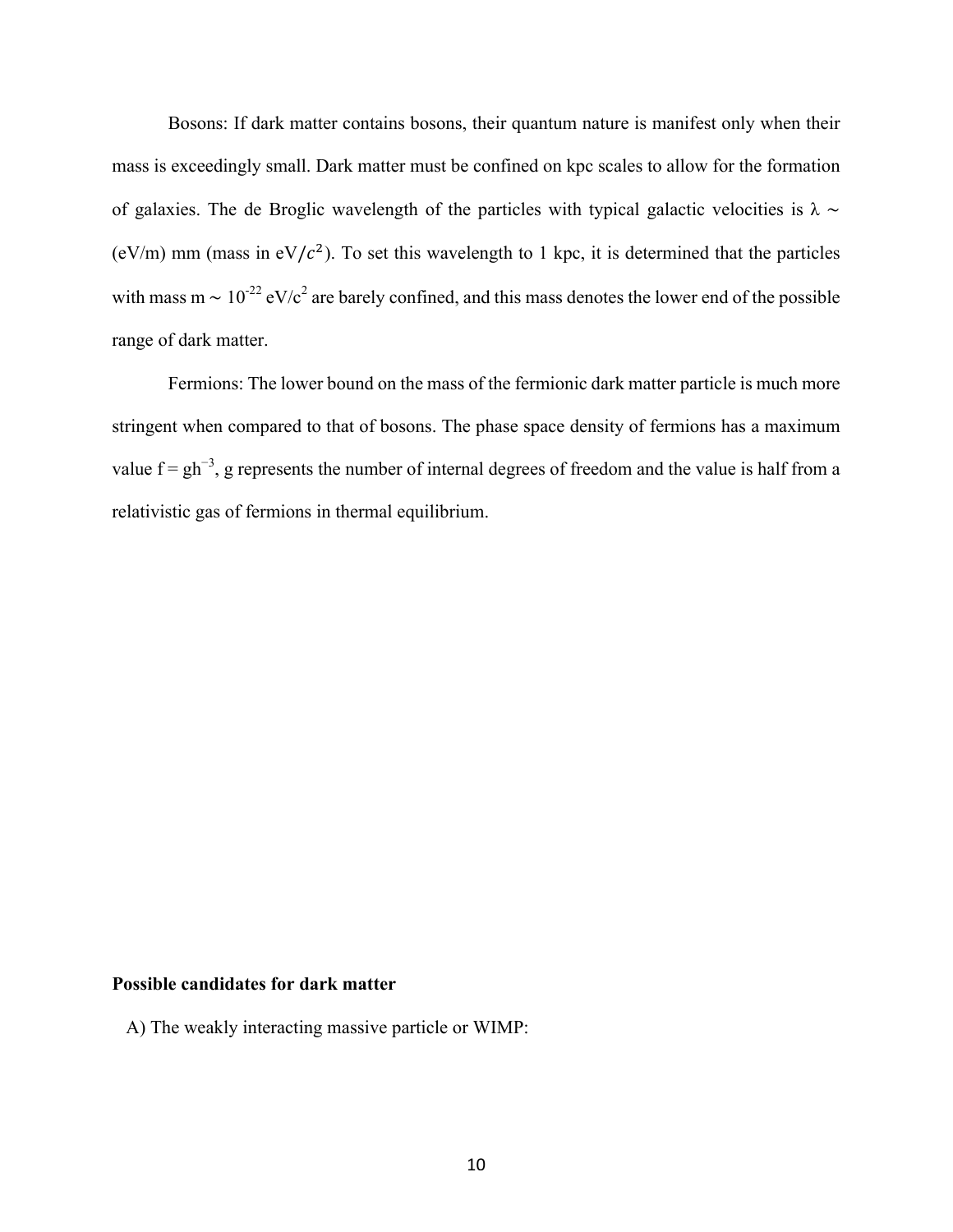Bosons: If dark matter contains bosons, their quantum nature is manifest only when their mass is exceedingly small. Dark matter must be confined on kpc scales to allow for the formation of galaxies. The de Broglic wavelength of the particles with typical galactic velocities is $\lambda \sim$ (eV/m) mm (mass in eV$/c^2$). To set this wavelength to 1 kpc, it is determined that the particles with mass m $\sim 10^{-22}$ eV/$c^2$ are barely confined, and this mass denotes the lower end of the possible range of dark matter.

Fermions: The lower bound on the mass of the fermionic dark matter particle is much more stringent when compared to that of bosons. The phase space density of fermions has a maximum value $f = gh^{-3}$, g represents the number of internal degrees of freedom and the value is half from a relativistic gas of fermions in thermal equilibrium.

**Possible candidates for dark matter**

A) The weakly interacting massive particle or WIMP: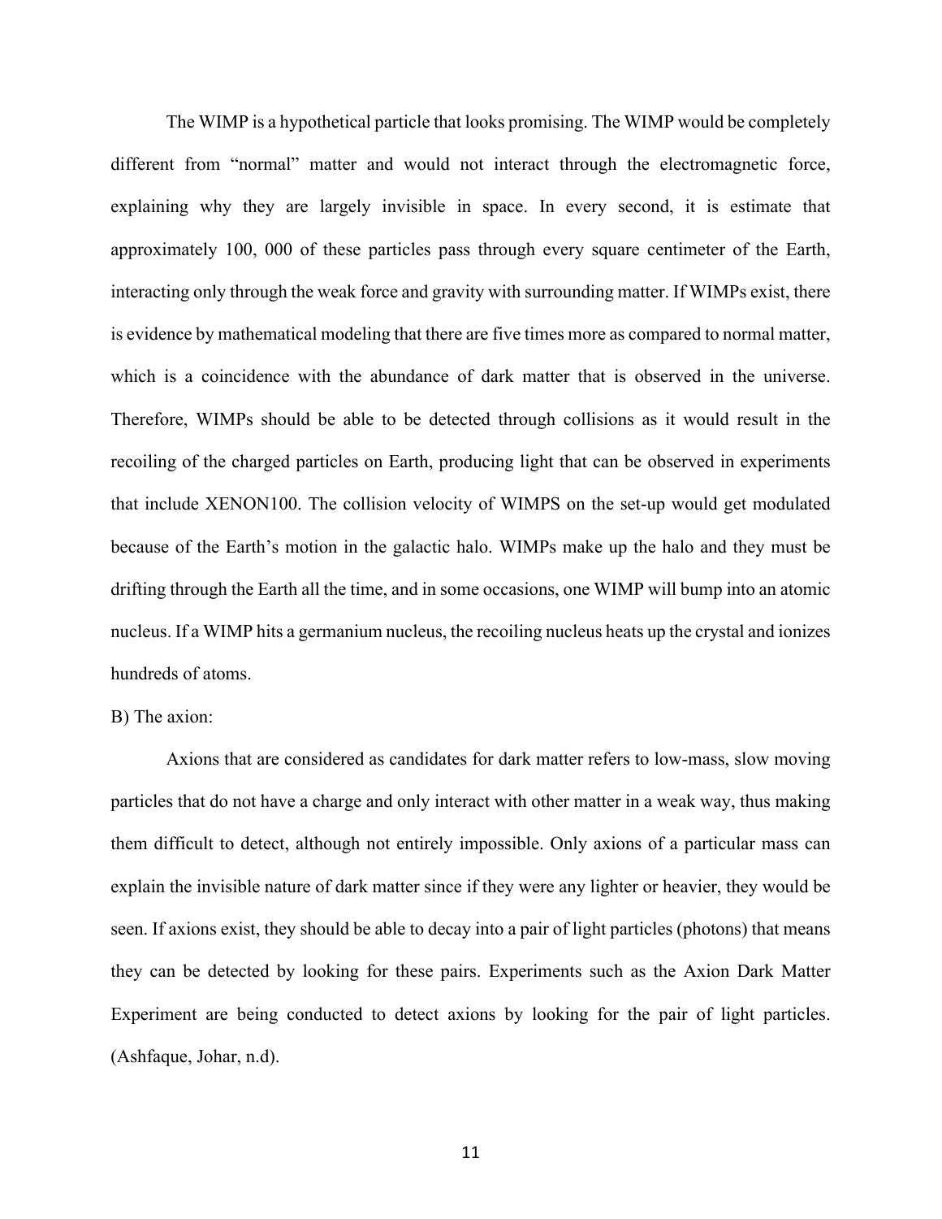The WIMP is a hypothetical particle that looks promising. The WIMP would be completely different from "normal" matter and would not interact through the electromagnetic force, explaining why they are largely invisible in space. In every second, it is estimate that approximately 100, 000 of these particles pass through every square centimeter of the Earth, interacting only through the weak force and gravity with surrounding matter. If WIMPs exist, there is evidence by mathematical modeling that there are five times more as compared to normal matter, which is a coincidence with the abundance of dark matter that is observed in the universe. Therefore, WIMPs should be able to be detected through collisions as it would result in the recoiling of the charged particles on Earth, producing light that can be observed in experiments that include XENON100. The collision velocity of WIMPS on the set-up would get modulated because of the Earth's motion in the galactic halo. WIMPs make up the halo and they must be drifting through the Earth all the time, and in some occasions, one WIMP will bump into an atomic nucleus. If a WIMP hits a germanium nucleus, the recoiling nucleus heats up the crystal and ionizes hundreds of atoms.

B) The axion:

Axions that are considered as candidates for dark matter refers to low-mass, slow moving particles that do not have a charge and only interact with other matter in a weak way, thus making them difficult to detect, although not entirely impossible. Only axions of a particular mass can explain the invisible nature of dark matter since if they were any lighter or heavier, they would be seen. If axions exist, they should be able to decay into a pair of light particles (photons) that means they can be detected by looking for these pairs. Experiments such as the Axion Dark Matter Experiment are being conducted to detect axions by looking for the pair of light particles. (Ashfaque, Johar, n.d).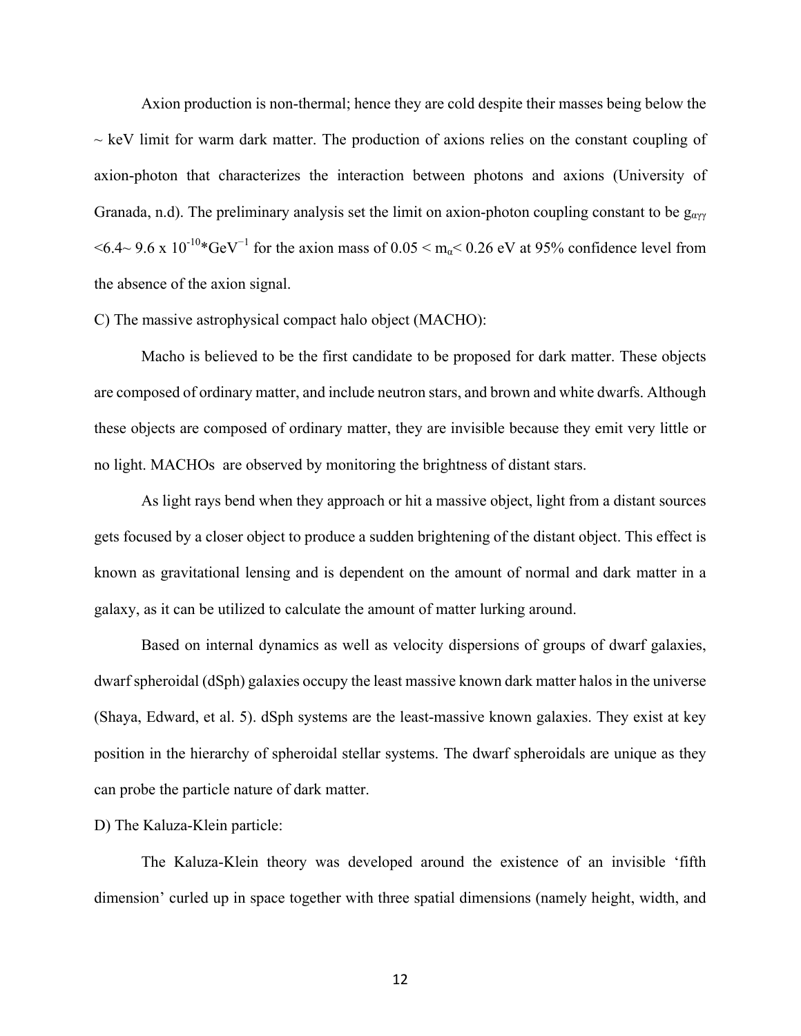Axion production is non-thermal; hence they are cold despite their masses being below the ~ keV limit for warm dark matter. The production of axions relies on the constant coupling of axion-photon that characterizes the interaction between photons and axions (University of Granada, n.d). The preliminary analysis set the limit on axion-photon coupling constant to be $g_{\alpha\gamma\gamma}$ <6.4~ 9.6 x $10^{-10}$*$GeV^{-1}$ for the axion mass of 0.05 < $m_\alpha$< 0.26 eV at 95% confidence level from the absence of the axion signal.

C) The massive astrophysical compact halo object (MACHO):

Macho is believed to be the first candidate to be proposed for dark matter. These objects are composed of ordinary matter, and include neutron stars, and brown and white dwarfs. Although these objects are composed of ordinary matter, they are invisible because they emit very little or no light. MACHOs are observed by monitoring the brightness of distant stars.

As light rays bend when they approach or hit a massive object, light from a distant sources gets focused by a closer object to produce a sudden brightening of the distant object. This effect is known as gravitational lensing and is dependent on the amount of normal and dark matter in a galaxy, as it can be utilized to calculate the amount of matter lurking around.

Based on internal dynamics as well as velocity dispersions of groups of dwarf galaxies, dwarf spheroidal (dSph) galaxies occupy the least massive known dark matter halos in the universe (Shaya, Edward, et al. 5). dSph systems are the least-massive known galaxies. They exist at key position in the hierarchy of spheroidal stellar systems. The dwarf spheroidals are unique as they can probe the particle nature of dark matter.

D) The Kaluza-Klein particle:

The Kaluza-Klein theory was developed around the existence of an invisible 'fifth dimension' curled up in space together with three spatial dimensions (namely height, width, and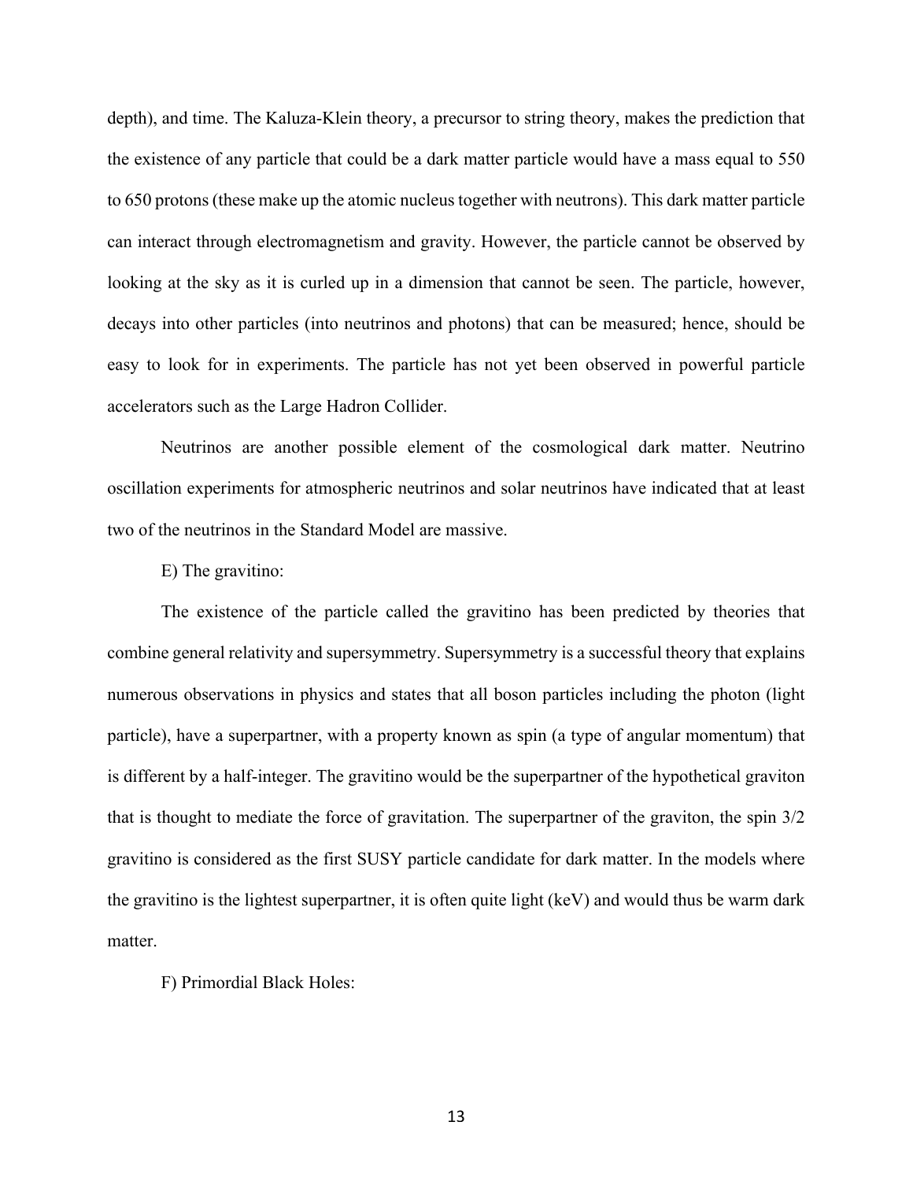depth), and time. The Kaluza-Klein theory, a precursor to string theory, makes the prediction that the existence of any particle that could be a dark matter particle would have a mass equal to 550 to 650 protons (these make up the atomic nucleus together with neutrons). This dark matter particle can interact through electromagnetism and gravity. However, the particle cannot be observed by looking at the sky as it is curled up in a dimension that cannot be seen. The particle, however, decays into other particles (into neutrinos and photons) that can be measured; hence, should be easy to look for in experiments. The particle has not yet been observed in powerful particle accelerators such as the Large Hadron Collider.

Neutrinos are another possible element of the cosmological dark matter. Neutrino oscillation experiments for atmospheric neutrinos and solar neutrinos have indicated that at least two of the neutrinos in the Standard Model are massive.

E) The gravitino:

The existence of the particle called the gravitino has been predicted by theories that combine general relativity and supersymmetry. Supersymmetry is a successful theory that explains numerous observations in physics and states that all boson particles including the photon (light particle), have a superpartner, with a property known as spin (a type of angular momentum) that is different by a half-integer. The gravitino would be the superpartner of the hypothetical graviton that is thought to mediate the force of gravitation. The superpartner of the graviton, the spin 3/2 gravitino is considered as the first SUSY particle candidate for dark matter. In the models where the gravitino is the lightest superpartner, it is often quite light (keV) and would thus be warm dark matter.

F) Primordial Black Holes: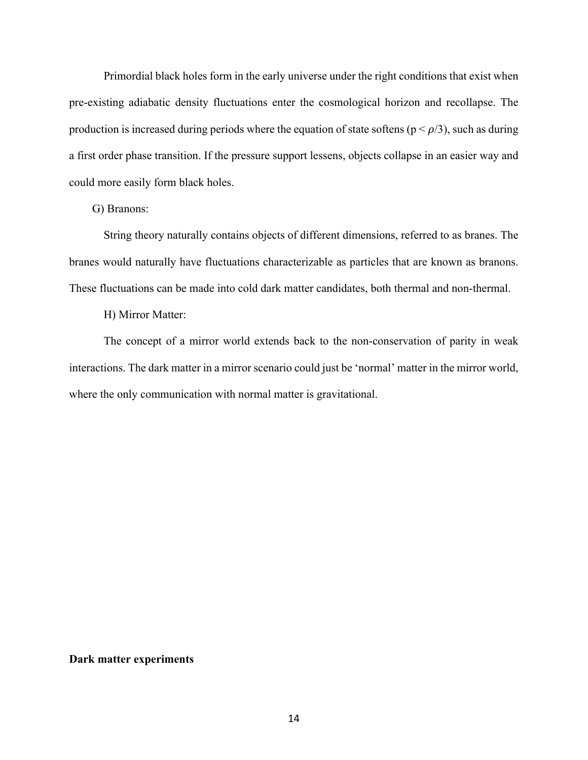Primordial black holes form in the early universe under the right conditions that exist when pre-existing adiabatic density fluctuations enter the cosmological horizon and recollapse. The production is increased during periods where the equation of state softens ($p < \rho/3$), such as during a first order phase transition. If the pressure support lessens, objects collapse in an easier way and could more easily form black holes.

G) Branons:

String theory naturally contains objects of different dimensions, referred to as branes. The branes would naturally have fluctuations characterizable as particles that are known as branons. These fluctuations can be made into cold dark matter candidates, both thermal and non-thermal.

H) Mirror Matter:

The concept of a mirror world extends back to the non-conservation of parity in weak interactions. The dark matter in a mirror scenario could just be 'normal' matter in the mirror world, where the only communication with normal matter is gravitational.

**Dark matter experiments**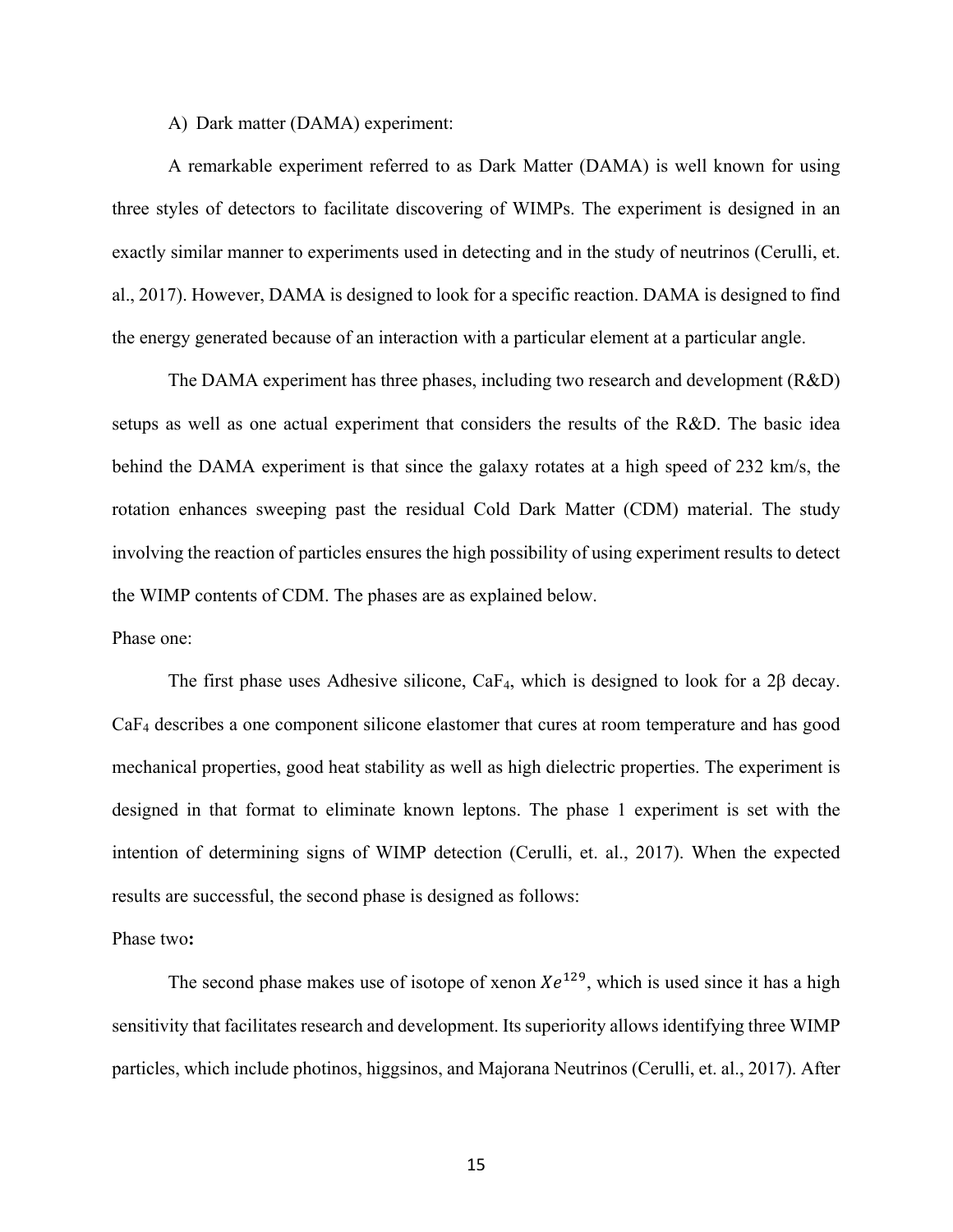A) Dark matter (DAMA) experiment:

A remarkable experiment referred to as Dark Matter (DAMA) is well known for using three styles of detectors to facilitate discovering of WIMPs. The experiment is designed in an exactly similar manner to experiments used in detecting and in the study of neutrinos (Cerulli, et. al., 2017). However, DAMA is designed to look for a specific reaction. DAMA is designed to find the energy generated because of an interaction with a particular element at a particular angle.

The DAMA experiment has three phases, including two research and development (R&D) setups as well as one actual experiment that considers the results of the R&D. The basic idea behind the DAMA experiment is that since the galaxy rotates at a high speed of 232 km/s, the rotation enhances sweeping past the residual Cold Dark Matter (CDM) material. The study involving the reaction of particles ensures the high possibility of using experiment results to detect the WIMP contents of CDM. The phases are as explained below.

Phase one:

The first phase uses Adhesive silicone, $CaF_4$, which is designed to look for a 2β decay. $CaF_4$ describes a one component silicone elastomer that cures at room temperature and has good mechanical properties, good heat stability as well as high dielectric properties. The experiment is designed in that format to eliminate known leptons. The phase 1 experiment is set with the intention of determining signs of WIMP detection (Cerulli, et. al., 2017). When the expected results are successful, the second phase is designed as follows:

Phase two**:**

The second phase makes use of isotope of xenon $Xe^{129}$, which is used since it has a high sensitivity that facilitates research and development. Its superiority allows identifying three WIMP particles, which include photinos, higgsinos, and Majorana Neutrinos (Cerulli, et. al., 2017). After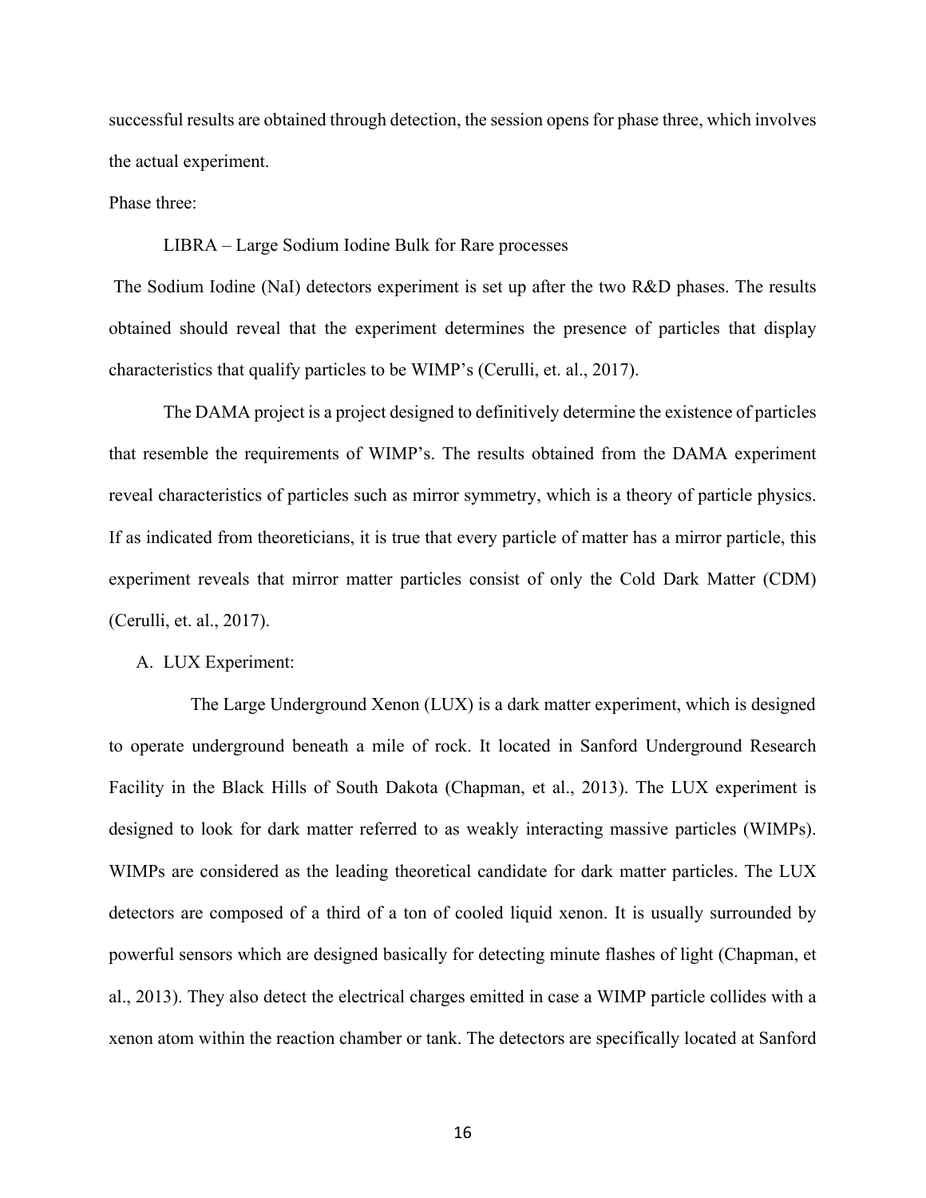successful results are obtained through detection, the session opens for phase three, which involves the actual experiment.

Phase three:

LIBRA – Large Sodium Iodine Bulk for Rare processes

The Sodium Iodine (NaI) detectors experiment is set up after the two R&D phases. The results obtained should reveal that the experiment determines the presence of particles that display characteristics that qualify particles to be WIMP's (Cerulli, et. al., 2017).

The DAMA project is a project designed to definitively determine the existence of particles that resemble the requirements of WIMP's. The results obtained from the DAMA experiment reveal characteristics of particles such as mirror symmetry, which is a theory of particle physics. If as indicated from theoreticians, it is true that every particle of matter has a mirror particle, this experiment reveals that mirror matter particles consist of only the Cold Dark Matter (CDM) (Cerulli, et. al., 2017).

A. LUX Experiment:

The Large Underground Xenon (LUX) is a dark matter experiment, which is designed to operate underground beneath a mile of rock. It located in Sanford Underground Research Facility in the Black Hills of South Dakota (Chapman, et al., 2013). The LUX experiment is designed to look for dark matter referred to as weakly interacting massive particles (WIMPs). WIMPs are considered as the leading theoretical candidate for dark matter particles. The LUX detectors are composed of a third of a ton of cooled liquid xenon. It is usually surrounded by powerful sensors which are designed basically for detecting minute flashes of light (Chapman, et al., 2013). They also detect the electrical charges emitted in case a WIMP particle collides with a xenon atom within the reaction chamber or tank. The detectors are specifically located at Sanford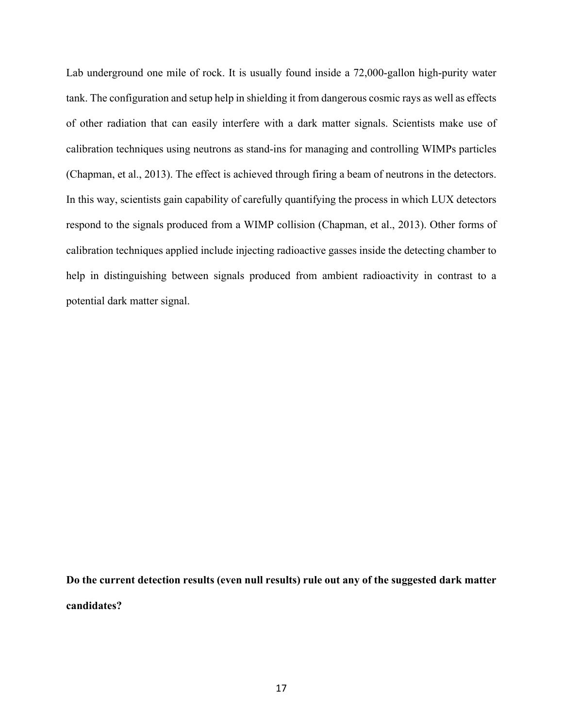Lab underground one mile of rock. It is usually found inside a 72,000-gallon high-purity water tank. The configuration and setup help in shielding it from dangerous cosmic rays as well as effects of other radiation that can easily interfere with a dark matter signals. Scientists make use of calibration techniques using neutrons as stand-ins for managing and controlling WIMPs particles (Chapman, et al., 2013). The effect is achieved through firing a beam of neutrons in the detectors. In this way, scientists gain capability of carefully quantifying the process in which LUX detectors respond to the signals produced from a WIMP collision (Chapman, et al., 2013). Other forms of calibration techniques applied include injecting radioactive gasses inside the detecting chamber to help in distinguishing between signals produced from ambient radioactivity in contrast to a potential dark matter signal.

**Do the current detection results (even null results) rule out any of the suggested dark matter candidates?**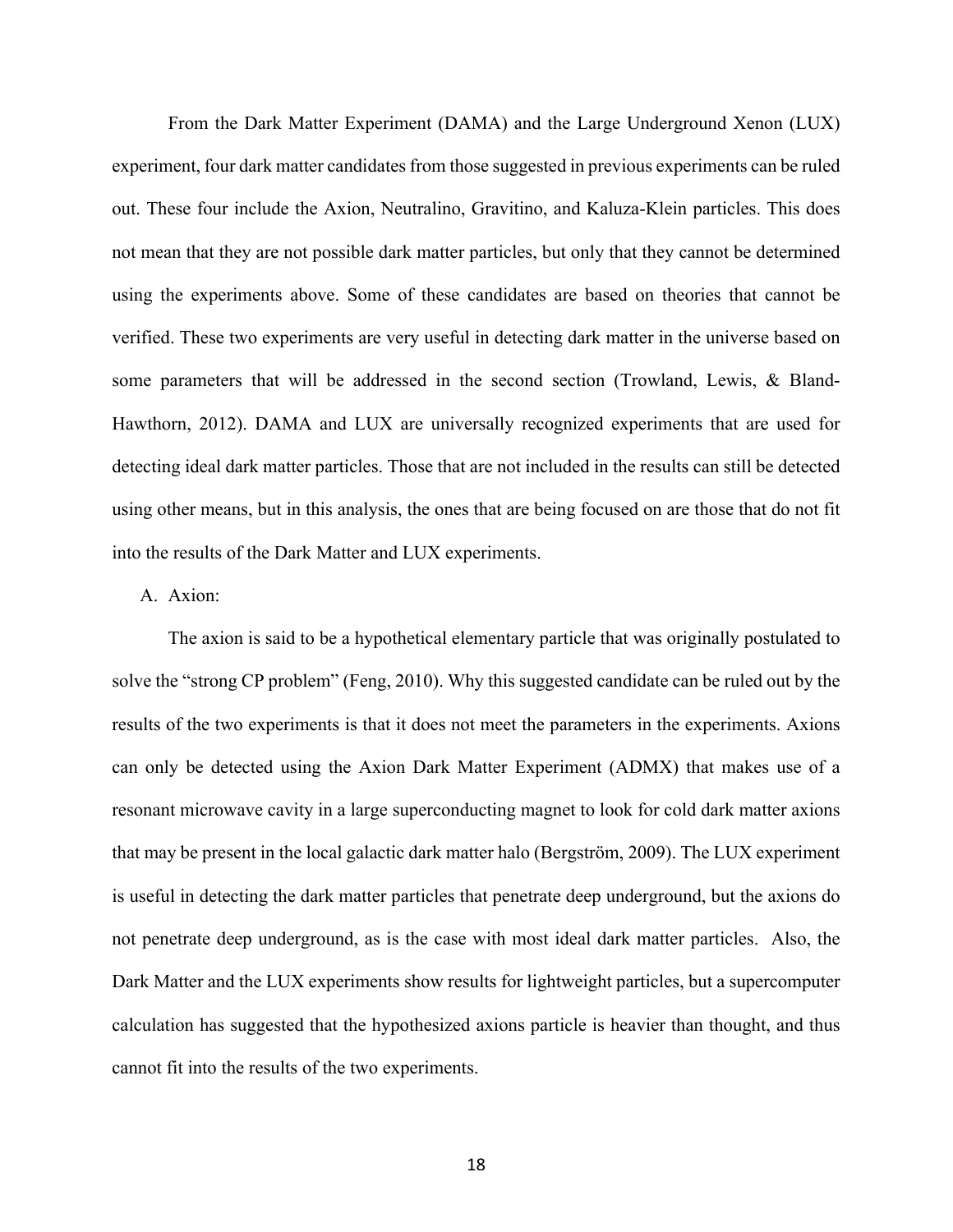From the Dark Matter Experiment (DAMA) and the Large Underground Xenon (LUX) experiment, four dark matter candidates from those suggested in previous experiments can be ruled out. These four include the Axion, Neutralino, Gravitino, and Kaluza-Klein particles. This does not mean that they are not possible dark matter particles, but only that they cannot be determined using the experiments above. Some of these candidates are based on theories that cannot be verified. These two experiments are very useful in detecting dark matter in the universe based on some parameters that will be addressed in the second section (Trowland, Lewis, & Bland-Hawthorn, 2012). DAMA and LUX are universally recognized experiments that are used for detecting ideal dark matter particles. Those that are not included in the results can still be detected using other means, but in this analysis, the ones that are being focused on are those that do not fit into the results of the Dark Matter and LUX experiments.

A. Axion:

The axion is said to be a hypothetical elementary particle that was originally postulated to solve the "strong CP problem" (Feng, 2010). Why this suggested candidate can be ruled out by the results of the two experiments is that it does not meet the parameters in the experiments. Axions can only be detected using the Axion Dark Matter Experiment (ADMX) that makes use of a resonant microwave cavity in a large superconducting magnet to look for cold dark matter axions that may be present in the local galactic dark matter halo (Bergström, 2009). The LUX experiment is useful in detecting the dark matter particles that penetrate deep underground, but the axions do not penetrate deep underground, as is the case with most ideal dark matter particles. Also, the Dark Matter and the LUX experiments show results for lightweight particles, but a supercomputer calculation has suggested that the hypothesized axions particle is heavier than thought, and thus cannot fit into the results of the two experiments.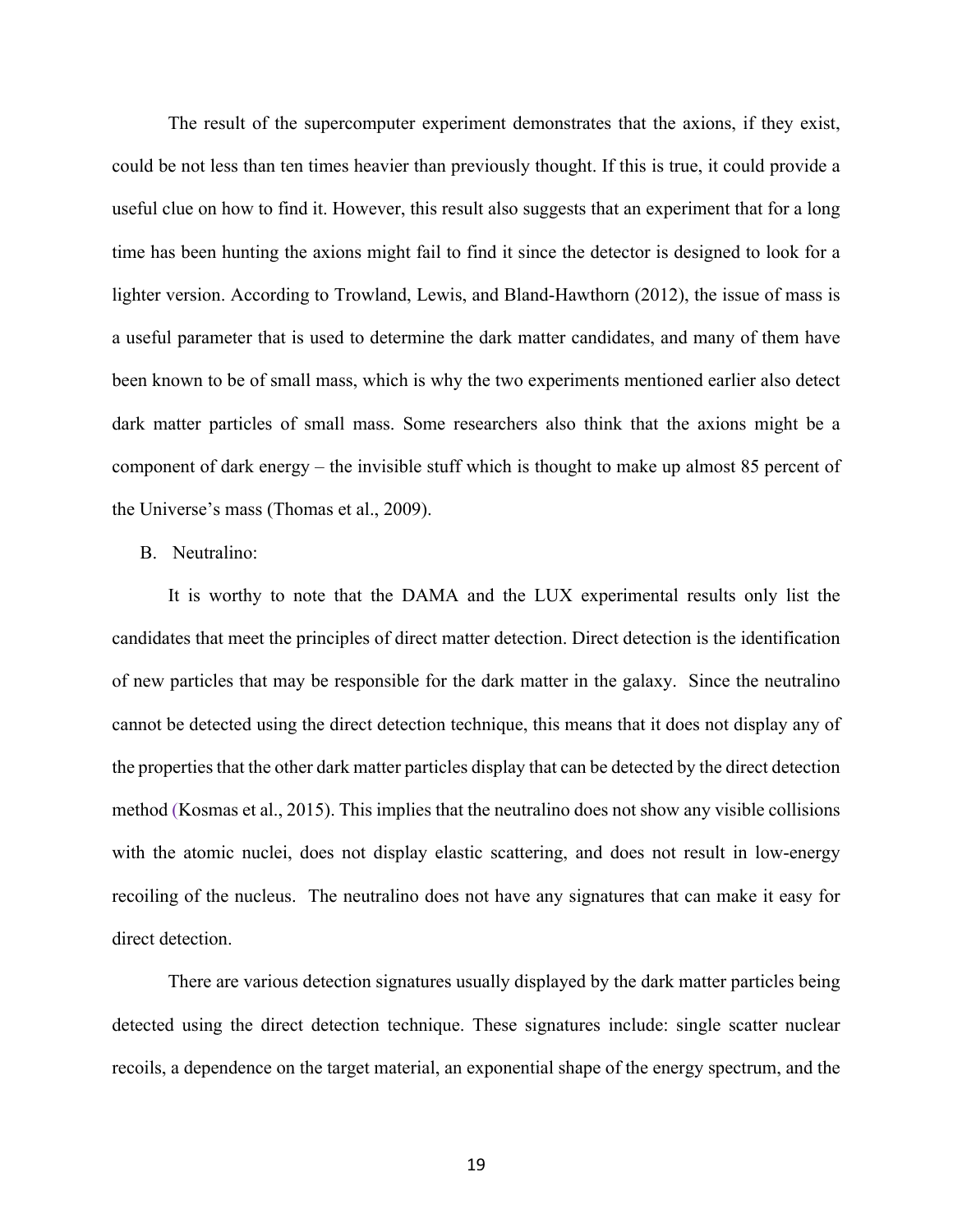The result of the supercomputer experiment demonstrates that the axions, if they exist, could be not less than ten times heavier than previously thought. If this is true, it could provide a useful clue on how to find it. However, this result also suggests that an experiment that for a long time has been hunting the axions might fail to find it since the detector is designed to look for a lighter version. According to Trowland, Lewis, and Bland-Hawthorn (2012), the issue of mass is a useful parameter that is used to determine the dark matter candidates, and many of them have been known to be of small mass, which is why the two experiments mentioned earlier also detect dark matter particles of small mass. Some researchers also think that the axions might be a component of dark energy – the invisible stuff which is thought to make up almost 85 percent of the Universe's mass (Thomas et al., 2009).

B. Neutralino:

It is worthy to note that the DAMA and the LUX experimental results only list the candidates that meet the principles of direct matter detection. Direct detection is the identification of new particles that may be responsible for the dark matter in the galaxy. Since the neutralino cannot be detected using the direct detection technique, this means that it does not display any of the properties that the other dark matter particles display that can be detected by the direct detection method (Kosmas et al., 2015). This implies that the neutralino does not show any visible collisions with the atomic nuclei, does not display elastic scattering, and does not result in low-energy recoiling of the nucleus. The neutralino does not have any signatures that can make it easy for direct detection.

There are various detection signatures usually displayed by the dark matter particles being detected using the direct detection technique. These signatures include: single scatter nuclear recoils, a dependence on the target material, an exponential shape of the energy spectrum, and the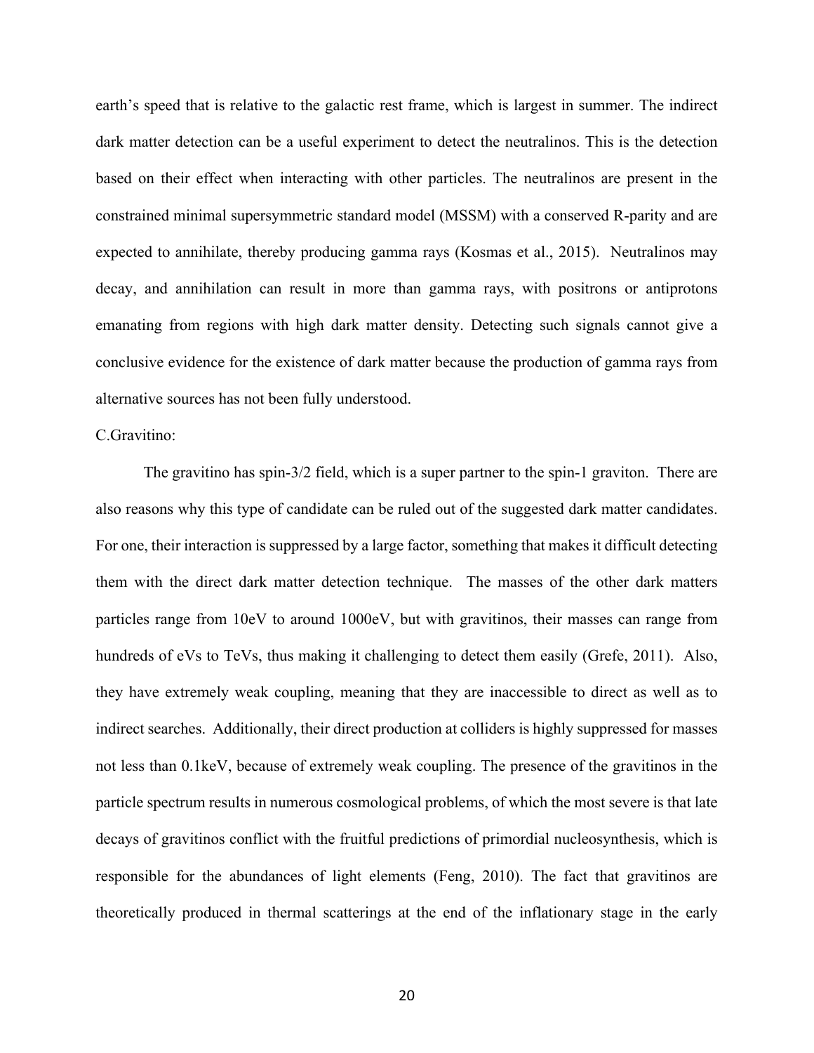earth's speed that is relative to the galactic rest frame, which is largest in summer. The indirect dark matter detection can be a useful experiment to detect the neutralinos. This is the detection based on their effect when interacting with other particles. The neutralinos are present in the constrained minimal supersymmetric standard model (MSSM) with a conserved R-parity and are expected to annihilate, thereby producing gamma rays (Kosmas et al., 2015). Neutralinos may decay, and annihilation can result in more than gamma rays, with positrons or antiprotons emanating from regions with high dark matter density. Detecting such signals cannot give a conclusive evidence for the existence of dark matter because the production of gamma rays from alternative sources has not been fully understood.

C.Gravitino:

The gravitino has spin-3/2 field, which is a super partner to the spin-1 graviton. There are also reasons why this type of candidate can be ruled out of the suggested dark matter candidates. For one, their interaction is suppressed by a large factor, something that makes it difficult detecting them with the direct dark matter detection technique. The masses of the other dark matters particles range from 10eV to around 1000eV, but with gravitinos, their masses can range from hundreds of eVs to TeVs, thus making it challenging to detect them easily (Grefe, 2011). Also, they have extremely weak coupling, meaning that they are inaccessible to direct as well as to indirect searches. Additionally, their direct production at colliders is highly suppressed for masses not less than 0.1keV, because of extremely weak coupling. The presence of the gravitinos in the particle spectrum results in numerous cosmological problems, of which the most severe is that late decays of gravitinos conflict with the fruitful predictions of primordial nucleosynthesis, which is responsible for the abundances of light elements (Feng, 2010). The fact that gravitinos are theoretically produced in thermal scatterings at the end of the inflationary stage in the early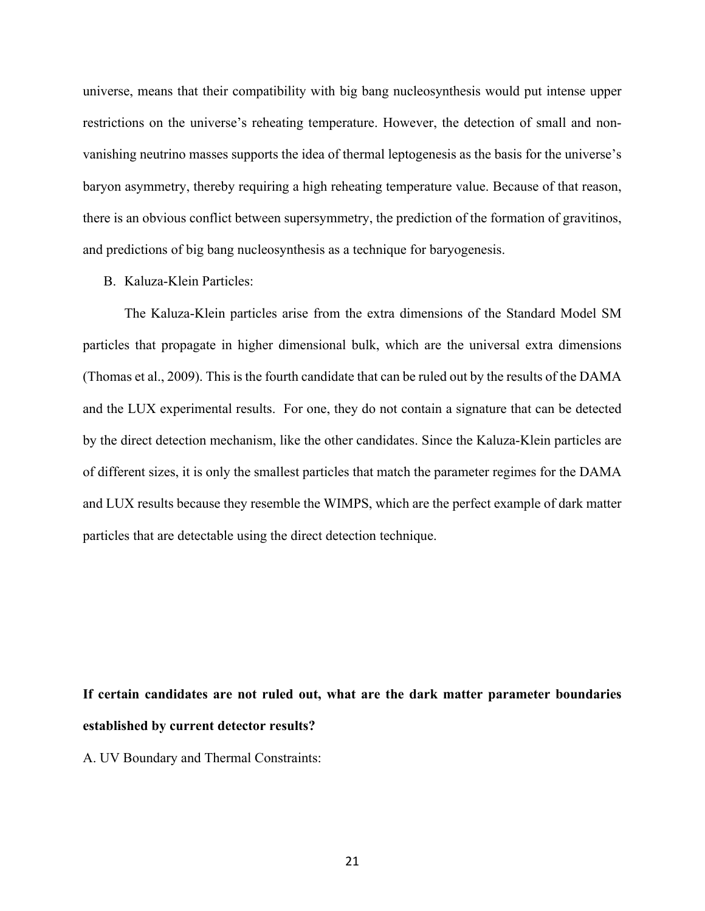universe, means that their compatibility with big bang nucleosynthesis would put intense upper restrictions on the universe's reheating temperature. However, the detection of small and non-vanishing neutrino masses supports the idea of thermal leptogenesis as the basis for the universe's baryon asymmetry, thereby requiring a high reheating temperature value. Because of that reason, there is an obvious conflict between supersymmetry, the prediction of the formation of gravitinos, and predictions of big bang nucleosynthesis as a technique for baryogenesis.

B. Kaluza-Klein Particles:

The Kaluza-Klein particles arise from the extra dimensions of the Standard Model SM particles that propagate in higher dimensional bulk, which are the universal extra dimensions (Thomas et al., 2009). This is the fourth candidate that can be ruled out by the results of the DAMA and the LUX experimental results. For one, they do not contain a signature that can be detected by the direct detection mechanism, like the other candidates. Since the Kaluza-Klein particles are of different sizes, it is only the smallest particles that match the parameter regimes for the DAMA and LUX results because they resemble the WIMPS, which are the perfect example of dark matter particles that are detectable using the direct detection technique.

**If certain candidates are not ruled out, what are the dark matter parameter boundaries established by current detector results?**

A. UV Boundary and Thermal Constraints: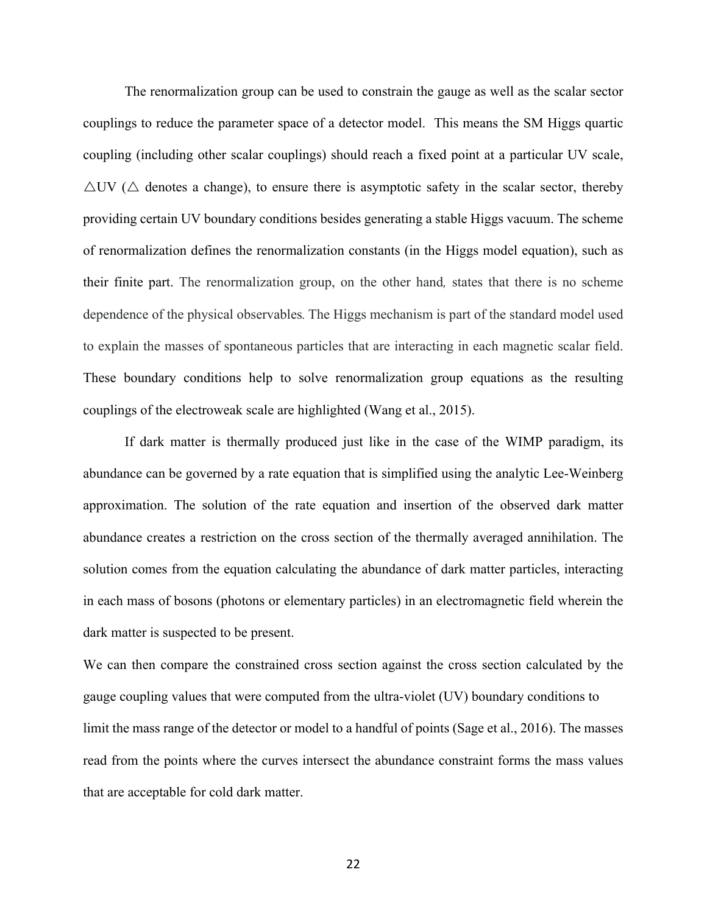The renormalization group can be used to constrain the gauge as well as the scalar sector couplings to reduce the parameter space of a detector model. This means the SM Higgs quartic coupling (including other scalar couplings) should reach a fixed point at a particular UV scale, $\triangle$UV ($\triangle$ denotes a change), to ensure there is asymptotic safety in the scalar sector, thereby providing certain UV boundary conditions besides generating a stable Higgs vacuum. The scheme of renormalization defines the renormalization constants (in the Higgs model equation), such as their finite part. The renormalization group, on the other hand, states that there is no scheme dependence of the physical observables. The Higgs mechanism is part of the standard model used to explain the masses of spontaneous particles that are interacting in each magnetic scalar field. These boundary conditions help to solve renormalization group equations as the resulting couplings of the electroweak scale are highlighted (Wang et al., 2015).

If dark matter is thermally produced just like in the case of the WIMP paradigm, its abundance can be governed by a rate equation that is simplified using the analytic Lee-Weinberg approximation. The solution of the rate equation and insertion of the observed dark matter abundance creates a restriction on the cross section of the thermally averaged annihilation. The solution comes from the equation calculating the abundance of dark matter particles, interacting in each mass of bosons (photons or elementary particles) in an electromagnetic field wherein the dark matter is suspected to be present.

We can then compare the constrained cross section against the cross section calculated by the gauge coupling values that were computed from the ultra-violet (UV) boundary conditions to limit the mass range of the detector or model to a handful of points (Sage et al., 2016). The masses read from the points where the curves intersect the abundance constraint forms the mass values that are acceptable for cold dark matter.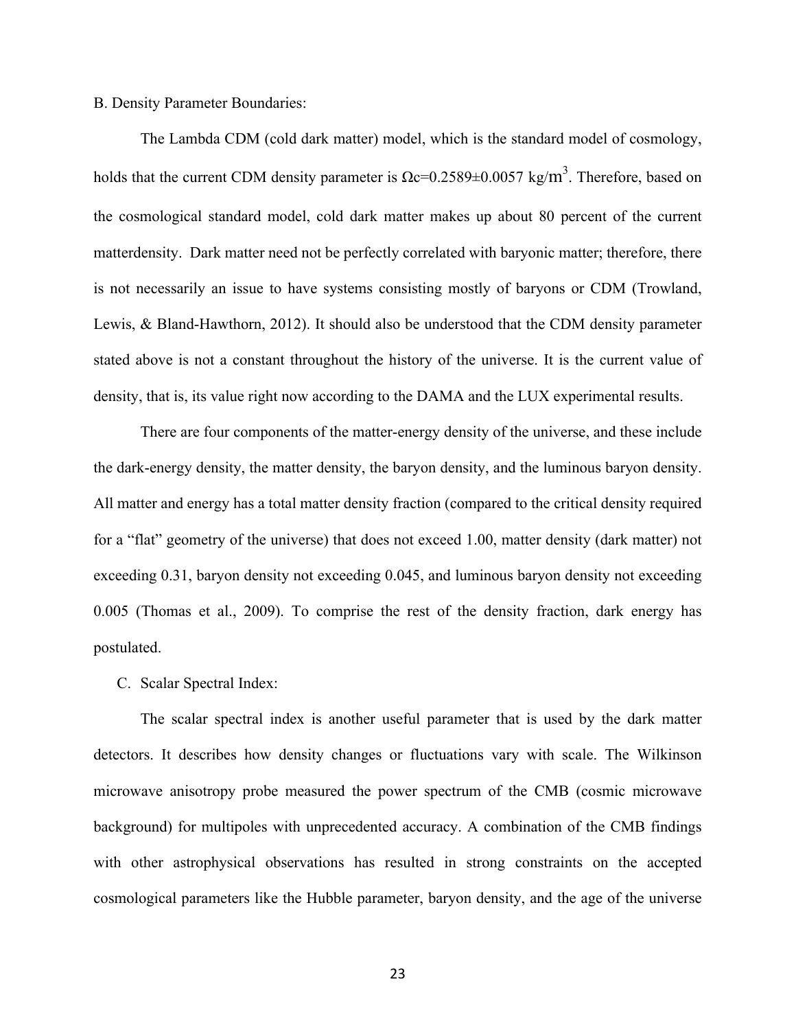B. Density Parameter Boundaries:

The Lambda CDM (cold dark matter) model, which is the standard model of cosmology, holds that the current CDM density parameter is $\Omega c=0.2589\pm0.0057$ kg/$m^3$. Therefore, based on the cosmological standard model, cold dark matter makes up about 80 percent of the current matterdensity. Dark matter need not be perfectly correlated with baryonic matter; therefore, there is not necessarily an issue to have systems consisting mostly of baryons or CDM (Trowland, Lewis, & Bland-Hawthorn, 2012). It should also be understood that the CDM density parameter stated above is not a constant throughout the history of the universe. It is the current value of density, that is, its value right now according to the DAMA and the LUX experimental results.

There are four components of the matter-energy density of the universe, and these include the dark-energy density, the matter density, the baryon density, and the luminous baryon density. All matter and energy has a total matter density fraction (compared to the critical density required for a "flat" geometry of the universe) that does not exceed 1.00, matter density (dark matter) not exceeding 0.31, baryon density not exceeding 0.045, and luminous baryon density not exceeding 0.005 (Thomas et al., 2009). To comprise the rest of the density fraction, dark energy has postulated.

C. Scalar Spectral Index:

The scalar spectral index is another useful parameter that is used by the dark matter detectors. It describes how density changes or fluctuations vary with scale. The Wilkinson microwave anisotropy probe measured the power spectrum of the CMB (cosmic microwave background) for multipoles with unprecedented accuracy. A combination of the CMB findings with other astrophysical observations has resulted in strong constraints on the accepted cosmological parameters like the Hubble parameter, baryon density, and the age of the universe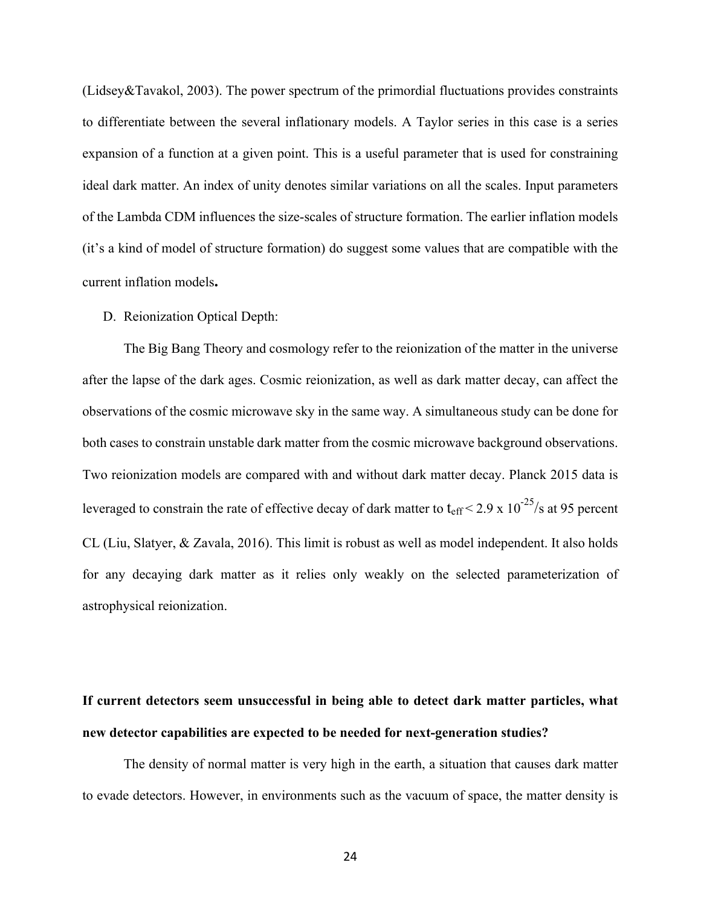(Lidsey&Tavakol, 2003). The power spectrum of the primordial fluctuations provides constraints to differentiate between the several inflationary models. A Taylor series in this case is a series expansion of a function at a given point. This is a useful parameter that is used for constraining ideal dark matter. An index of unity denotes similar variations on all the scales. Input parameters of the Lambda CDM influences the size-scales of structure formation. The earlier inflation models (it's a kind of model of structure formation) do suggest some values that are compatible with the current inflation models**.**

D. Reionization Optical Depth:

The Big Bang Theory and cosmology refer to the reionization of the matter in the universe after the lapse of the dark ages. Cosmic reionization, as well as dark matter decay, can affect the observations of the cosmic microwave sky in the same way. A simultaneous study can be done for both cases to constrain unstable dark matter from the cosmic microwave background observations. Two reionization models are compared with and without dark matter decay. Planck 2015 data is leveraged to constrain the rate of effective decay of dark matter to $t_{eff} < 2.9 \times 10^{-25}$/s at 95 percent CL (Liu, Slatyer, & Zavala, 2016). This limit is robust as well as model independent. It also holds for any decaying dark matter as it relies only weakly on the selected parameterization of astrophysical reionization.

**If current detectors seem unsuccessful in being able to detect dark matter particles, what new detector capabilities are expected to be needed for next-generation studies?**

The density of normal matter is very high in the earth, a situation that causes dark matter to evade detectors. However, in environments such as the vacuum of space, the matter density is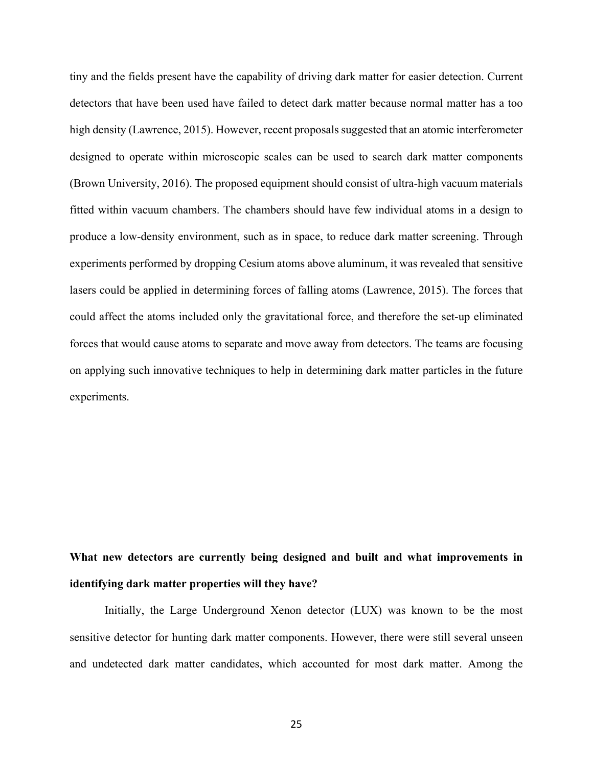tiny and the fields present have the capability of driving dark matter for easier detection. Current detectors that have been used have failed to detect dark matter because normal matter has a too high density (Lawrence, 2015). However, recent proposals suggested that an atomic interferometer designed to operate within microscopic scales can be used to search dark matter components (Brown University, 2016). The proposed equipment should consist of ultra-high vacuum materials fitted within vacuum chambers. The chambers should have few individual atoms in a design to produce a low-density environment, such as in space, to reduce dark matter screening. Through experiments performed by dropping Cesium atoms above aluminum, it was revealed that sensitive lasers could be applied in determining forces of falling atoms (Lawrence, 2015). The forces that could affect the atoms included only the gravitational force, and therefore the set-up eliminated forces that would cause atoms to separate and move away from detectors. The teams are focusing on applying such innovative techniques to help in determining dark matter particles in the future experiments.

**What new detectors are currently being designed and built and what improvements in identifying dark matter properties will they have?**

Initially, the Large Underground Xenon detector (LUX) was known to be the most sensitive detector for hunting dark matter components. However, there were still several unseen and undetected dark matter candidates, which accounted for most dark matter. Among the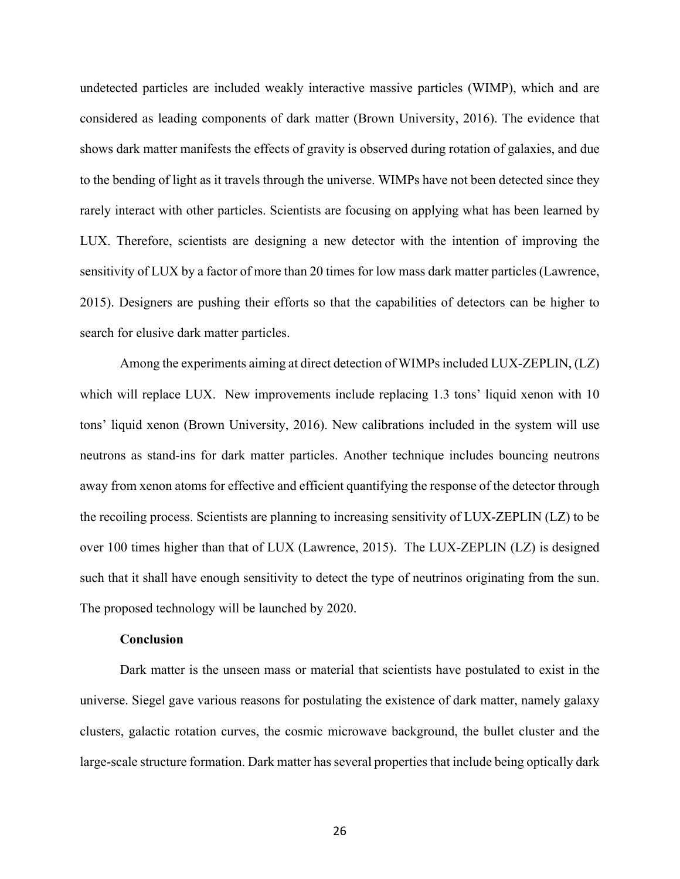undetected particles are included weakly interactive massive particles (WIMP), which and are considered as leading components of dark matter (Brown University, 2016). The evidence that shows dark matter manifests the effects of gravity is observed during rotation of galaxies, and due to the bending of light as it travels through the universe. WIMPs have not been detected since they rarely interact with other particles. Scientists are focusing on applying what has been learned by LUX. Therefore, scientists are designing a new detector with the intention of improving the sensitivity of LUX by a factor of more than 20 times for low mass dark matter particles (Lawrence, 2015). Designers are pushing their efforts so that the capabilities of detectors can be higher to search for elusive dark matter particles.

Among the experiments aiming at direct detection of WIMPs included LUX-ZEPLIN, (LZ) which will replace LUX.  New improvements include replacing 1.3 tons' liquid xenon with 10 tons' liquid xenon (Brown University, 2016). New calibrations included in the system will use neutrons as stand-ins for dark matter particles. Another technique includes bouncing neutrons away from xenon atoms for effective and efficient quantifying the response of the detector through the recoiling process. Scientists are planning to increasing sensitivity of LUX-ZEPLIN (LZ) to be over 100 times higher than that of LUX (Lawrence, 2015).  The LUX-ZEPLIN (LZ) is designed such that it shall have enough sensitivity to detect the type of neutrinos originating from the sun. The proposed technology will be launched by 2020.

**Conclusion**

Dark matter is the unseen mass or material that scientists have postulated to exist in the universe. Siegel gave various reasons for postulating the existence of dark matter, namely galaxy clusters, galactic rotation curves, the cosmic microwave background, the bullet cluster and the large-scale structure formation. Dark matter has several properties that include being optically dark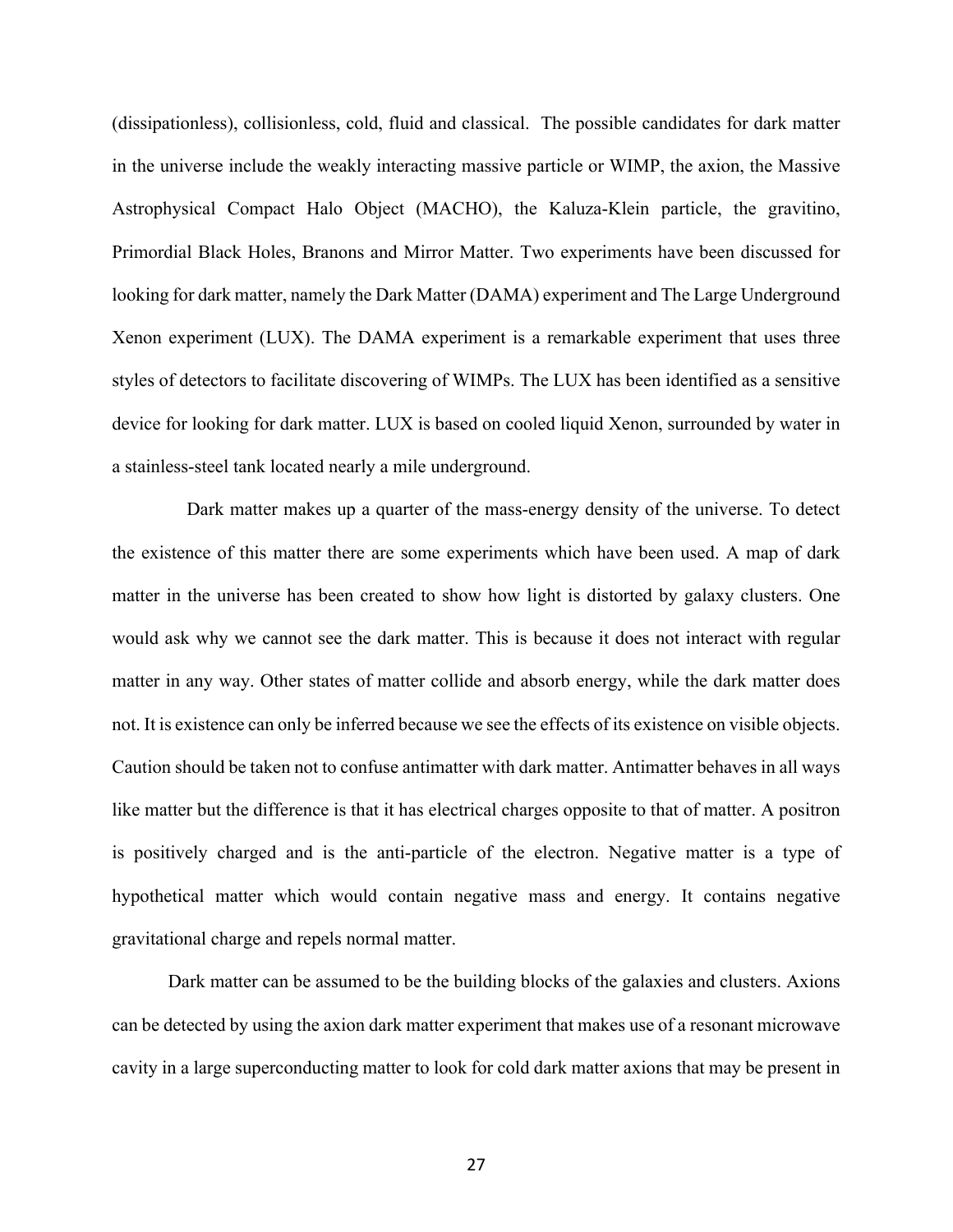(dissipationless), collisionless, cold, fluid and classical. The possible candidates for dark matter in the universe include the weakly interacting massive particle or WIMP, the axion, the Massive Astrophysical Compact Halo Object (MACHO), the Kaluza-Klein particle, the gravitino, Primordial Black Holes, Branons and Mirror Matter. Two experiments have been discussed for looking for dark matter, namely the Dark Matter (DAMA) experiment and The Large Underground Xenon experiment (LUX). The DAMA experiment is a remarkable experiment that uses three styles of detectors to facilitate discovering of WIMPs. The LUX has been identified as a sensitive device for looking for dark matter. LUX is based on cooled liquid Xenon, surrounded by water in a stainless-steel tank located nearly a mile underground.

Dark matter makes up a quarter of the mass-energy density of the universe. To detect the existence of this matter there are some experiments which have been used. A map of dark matter in the universe has been created to show how light is distorted by galaxy clusters. One would ask why we cannot see the dark matter. This is because it does not interact with regular matter in any way. Other states of matter collide and absorb energy, while the dark matter does not. It is existence can only be inferred because we see the effects of its existence on visible objects. Caution should be taken not to confuse antimatter with dark matter. Antimatter behaves in all ways like matter but the difference is that it has electrical charges opposite to that of matter. A positron is positively charged and is the anti-particle of the electron. Negative matter is a type of hypothetical matter which would contain negative mass and energy. It contains negative gravitational charge and repels normal matter.

Dark matter can be assumed to be the building blocks of the galaxies and clusters. Axions can be detected by using the axion dark matter experiment that makes use of a resonant microwave cavity in a large superconducting matter to look for cold dark matter axions that may be present in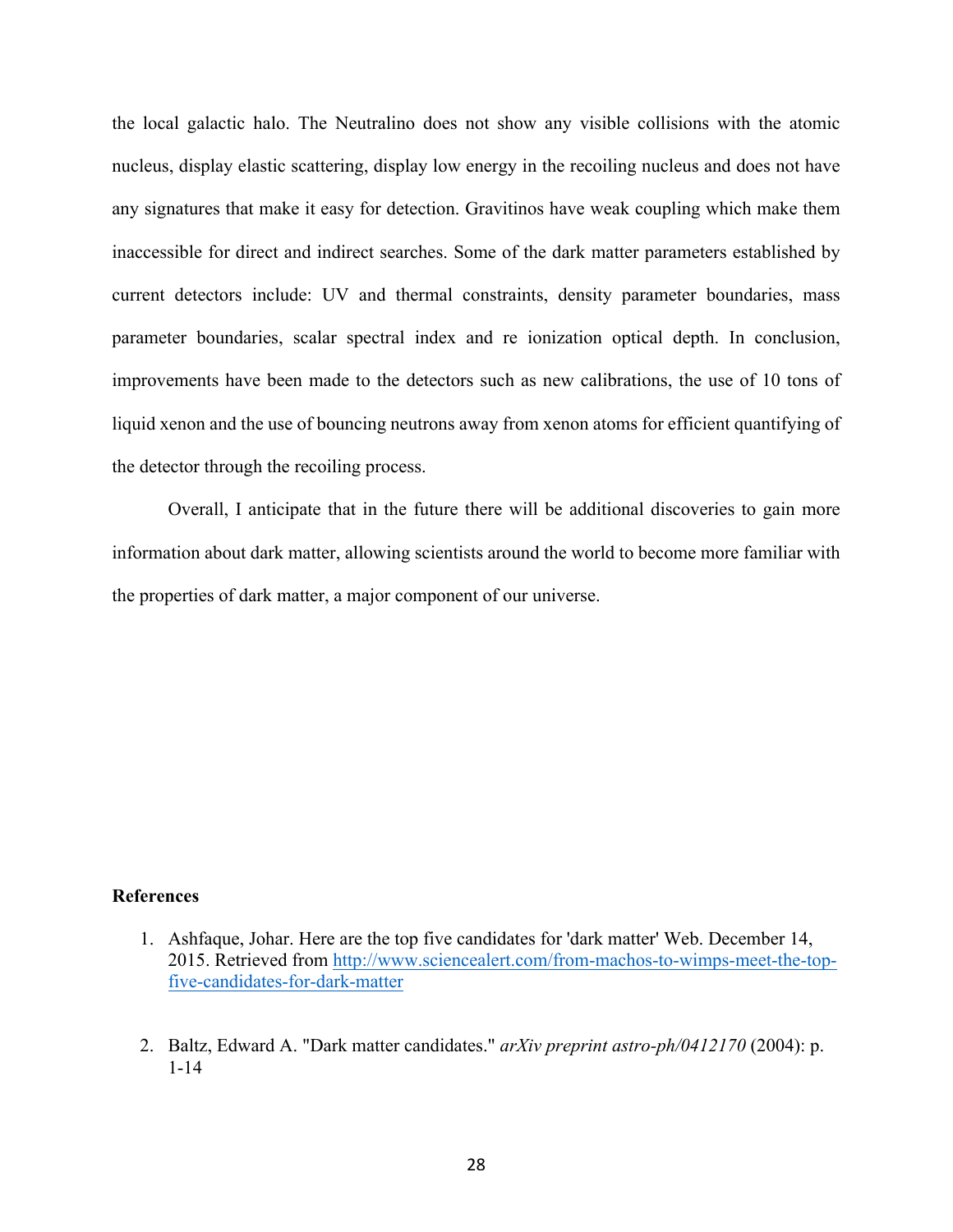the local galactic halo. The Neutralino does not show any visible collisions with the atomic nucleus, display elastic scattering, display low energy in the recoiling nucleus and does not have any signatures that make it easy for detection. Gravitinos have weak coupling which make them inaccessible for direct and indirect searches. Some of the dark matter parameters established by current detectors include: UV and thermal constraints, density parameter boundaries, mass parameter boundaries, scalar spectral index and re ionization optical depth. In conclusion, improvements have been made to the detectors such as new calibrations, the use of 10 tons of liquid xenon and the use of bouncing neutrons away from xenon atoms for efficient quantifying of the detector through the recoiling process.

Overall, I anticipate that in the future there will be additional discoveries to gain more information about dark matter, allowing scientists around the world to become more familiar with the properties of dark matter, a major component of our universe.

**References**

1. Ashfaque, Johar. Here are the top five candidates for 'dark matter' Web. December 14, 2015. Retrieved from [http://www.sciencealert.com/from-machos-to-wimps-meet-the-top-five-candidates-for-dark-matter](http://www.sciencealert.com/from-machos-to-wimps-meet-the-top-five-candidates-for-dark-matter)

2. Baltz, Edward A. "Dark matter candidates." *arXiv preprint astro-ph/0412170* (2004): p. 1-14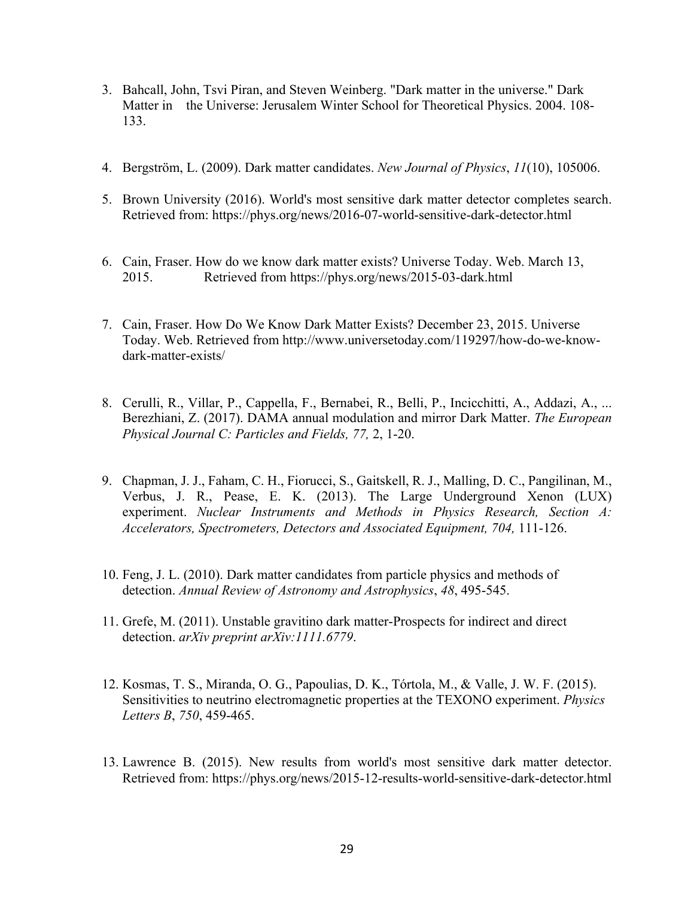3. Bahcall, John, Tsvi Piran, and Steven Weinberg. "Dark matter in the universe." Dark Matter in the Universe: Jerusalem Winter School for Theoretical Physics. 2004. 108-133.

4. Bergström, L. (2009). Dark matter candidates. *New Journal of Physics*, *11*(10), 105006.

5. Brown University (2016). World's most sensitive dark matter detector completes search. Retrieved from: https://phys.org/news/2016-07-world-sensitive-dark-detector.html

6. Cain, Fraser. How do we know dark matter exists? Universe Today. Web. March 13, 2015. Retrieved from https://phys.org/news/2015-03-dark.html

7. Cain, Fraser. How Do We Know Dark Matter Exists? December 23, 2015. Universe Today. Web. Retrieved from http://www.universetoday.com/119297/how-do-we-know-dark-matter-exists/

8. Cerulli, R., Villar, P., Cappella, F., Bernabei, R., Belli, P., Incicchitti, A., Addazi, A., ... Berezhiani, Z. (2017). DAMA annual modulation and mirror Dark Matter. *The European Physical Journal C: Particles and Fields, 77,* 2, 1-20.

9. Chapman, J. J., Faham, C. H., Fiorucci, S., Gaitskell, R. J., Malling, D. C., Pangilinan, M., Verbus, J. R., Pease, E. K. (2013). The Large Underground Xenon (LUX) experiment. *Nuclear Instruments and Methods in Physics Research, Section A: Accelerators, Spectrometers, Detectors and Associated Equipment, 704,* 111-126.

10. Feng, J. L. (2010). Dark matter candidates from particle physics and methods of detection. *Annual Review of Astronomy and Astrophysics*, *48*, 495-545.

11. Grefe, M. (2011). Unstable gravitino dark matter-Prospects for indirect and direct detection. *arXiv preprint arXiv:1111.6779*.

12. Kosmas, T. S., Miranda, O. G., Papoulias, D. K., Tórtola, M., & Valle, J. W. F. (2015). Sensitivities to neutrino electromagnetic properties at the TEXONO experiment. *Physics Letters B*, *750*, 459-465.

13. Lawrence B. (2015). New results from world's most sensitive dark matter detector. Retrieved from: https://phys.org/news/2015-12-results-world-sensitive-dark-detector.html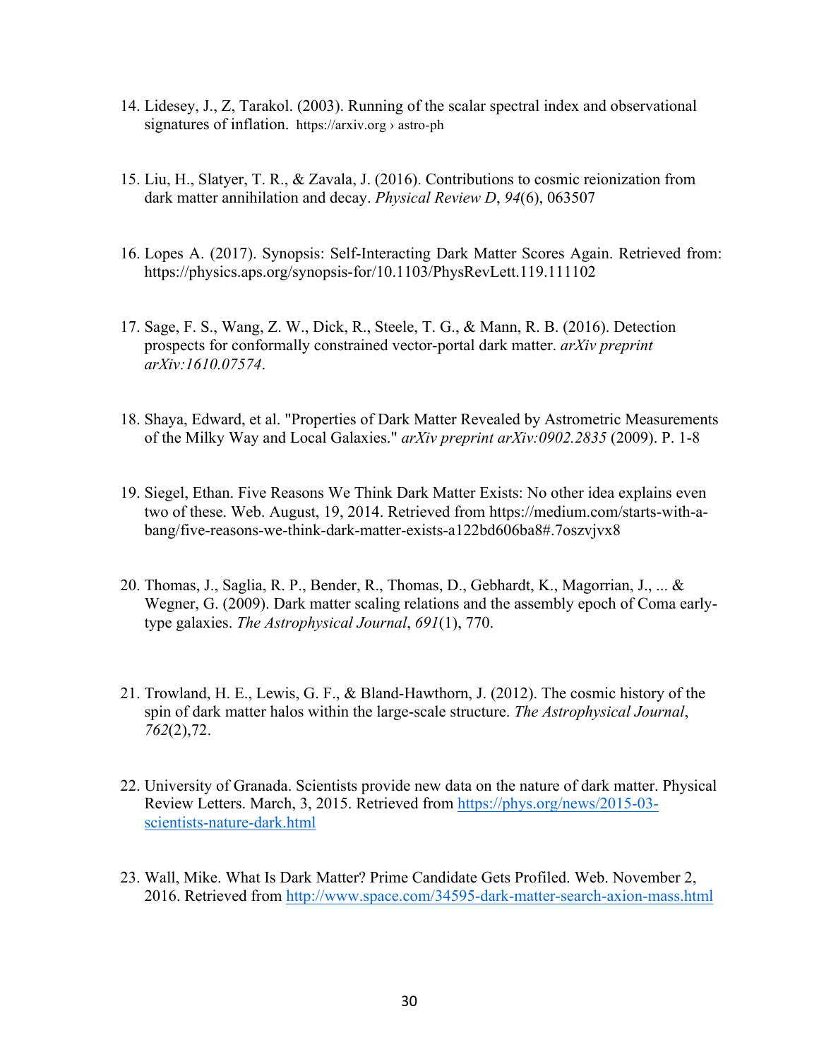14. Lidesey, J., Z, Tarakol. (2003). Running of the scalar spectral index and observational signatures of inflation. https://arxiv.org › astro-ph

15. Liu, H., Slatyer, T. R., & Zavala, J. (2016). Contributions to cosmic reionization from dark matter annihilation and decay. *Physical Review D*, *94*(6), 063507

16. Lopes A. (2017). Synopsis: Self-Interacting Dark Matter Scores Again. Retrieved from: https://physics.aps.org/synopsis-for/10.1103/PhysRevLett.119.111102

17. Sage, F. S., Wang, Z. W., Dick, R., Steele, T. G., & Mann, R. B. (2016). Detection prospects for conformally constrained vector-portal dark matter. *arXiv preprint arXiv:1610.07574*.

18. Shaya, Edward, et al. "Properties of Dark Matter Revealed by Astrometric Measurements of the Milky Way and Local Galaxies." *arXiv preprint arXiv:0902.2835* (2009). P. 1-8

19. Siegel, Ethan. Five Reasons We Think Dark Matter Exists: No other idea explains even two of these. Web. August, 19, 2014. Retrieved from https://medium.com/starts-with-a-bang/five-reasons-we-think-dark-matter-exists-a122bd606ba8#.7oszvjvx8

20. Thomas, J., Saglia, R. P., Bender, R., Thomas, D., Gebhardt, K., Magorrian, J., ... & Wegner, G. (2009). Dark matter scaling relations and the assembly epoch of Coma early-type galaxies. *The Astrophysical Journal*, *691*(1), 770.

21. Trowland, H. E., Lewis, G. F., & Bland-Hawthorn, J. (2012). The cosmic history of the spin of dark matter halos within the large-scale structure. *The Astrophysical Journal*, *762*(2),72.

22. University of Granada. Scientists provide new data on the nature of dark matter. Physical Review Letters. March, 3, 2015. Retrieved from https://phys.org/news/2015-03-scientists-nature-dark.html

23. Wall, Mike. What Is Dark Matter? Prime Candidate Gets Profiled. Web. November 2, 2016. Retrieved from http://www.space.com/34595-dark-matter-search-axion-mass.html